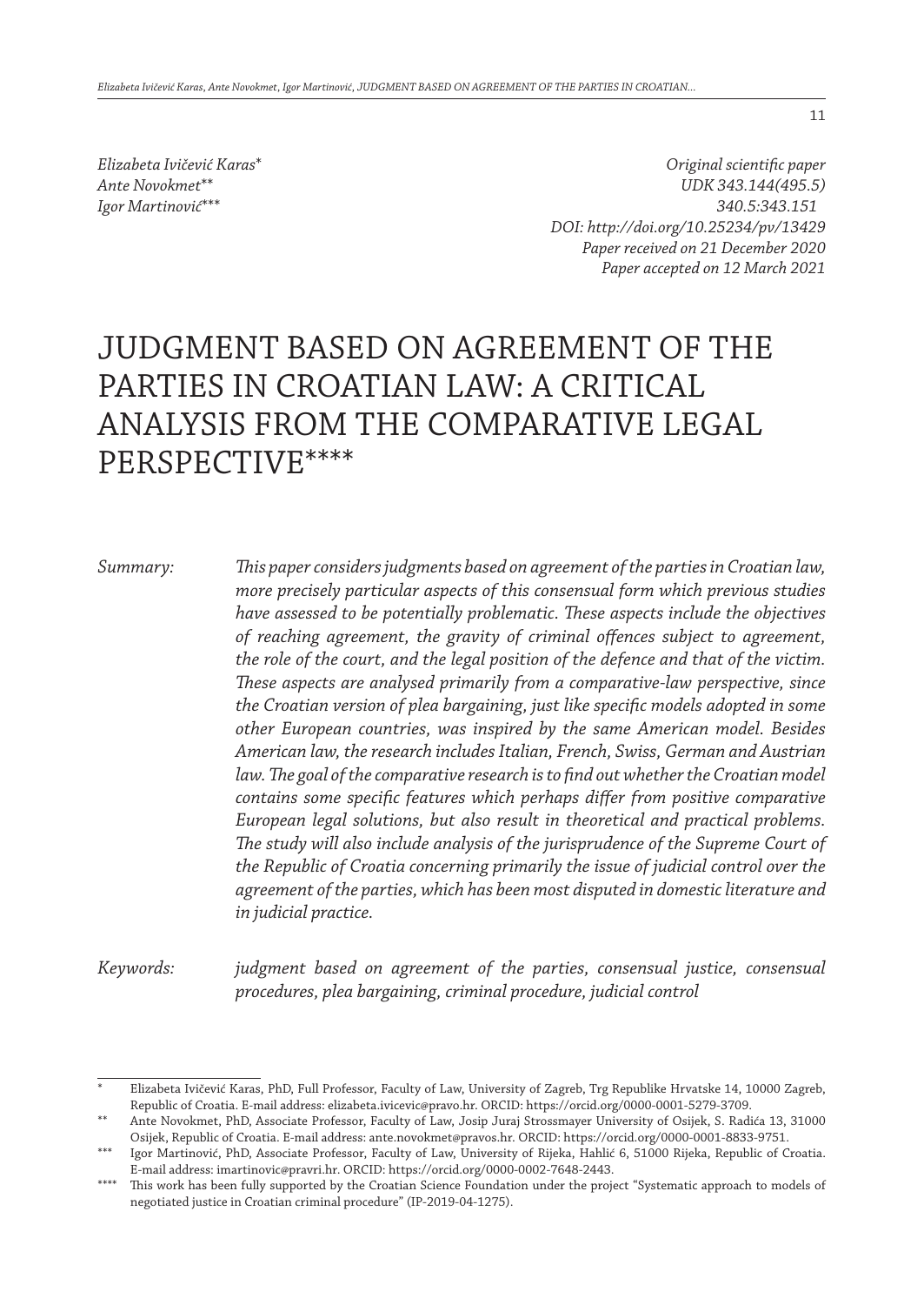*Elizabeta Ivičević Karas*[*]
*Ante Novokmet*[**]
*Igor Martinović*[***]

*Original scientific paper*
*UDK 343.144(495.5)*
*340.5:343.151*
*DOI: http://doi.org/10.25234/pv/13429*
*Paper received on 21 December 2020*
*Paper accepted on 12 March 2021*

# JUDGMENT BASED ON AGREEMENT OF THE PARTIES IN CROATIAN LAW: A CRITICAL ANALYSIS FROM THE COMPARATIVE LEGAL PERSPECTIVE[****]

*Summary:* *This paper considers judgments based on agreement of the parties in Croatian law, more precisely particular aspects of this consensual form which previous studies have assessed to be potentially problematic. These aspects include the objectives of reaching agreement, the gravity of criminal offences subject to agreement, the role of the court, and the legal position of the defence and that of the victim. These aspects are analysed primarily from a comparative-law perspective, since the Croatian version of plea bargaining, just like specific models adopted in some other European countries, was inspired by the same American model. Besides American law, the research includes Italian, French, Swiss, German and Austrian law. The goal of the comparative research is to find out whether the Croatian model contains some specific features which perhaps differ from positive comparative European legal solutions, but also result in theoretical and practical problems. The study will also include analysis of the jurisprudence of the Supreme Court of the Republic of Croatia concerning primarily the issue of judicial control over the agreement of the parties, which has been most disputed in domestic literature and in judicial practice.*

*Keywords:* *judgment based on agreement of the parties, consensual justice, consensual procedures, plea bargaining, criminal procedure, judicial control*

---

[*] Elizabeta Ivičević Karas, PhD, Full Professor, Faculty of Law, University of Zagreb, Trg Republike Hrvatske 14, 10000 Zagreb, Republic of Croatia. E-mail address: elizabeta.ivicevic@pravo.hr. ORCID: https://orcid.org/0000-0001-5279-3709.

[**] Ante Novokmet, PhD, Associate Professor, Faculty of Law, Josip Juraj Strossmayer University of Osijek, S. Radića 13, 31000 Osijek, Republic of Croatia. E-mail address: ante.novokmet@pravos.hr. ORCID: https://orcid.org/0000-0001-8833-9751.

[***] Igor Martinović, PhD, Associate Professor, Faculty of Law, University of Rijeka, Hahlić 6, 51000 Rijeka, Republic of Croatia. E-mail address: imartinovic@pravri.hr. ORCID: https://orcid.org/0000-0002-7648-2443.

[****] This work has been fully supported by the Croatian Science Foundation under the project "Systematic approach to models of negotiated justice in Croatian criminal procedure" (IP-2019-04-1275).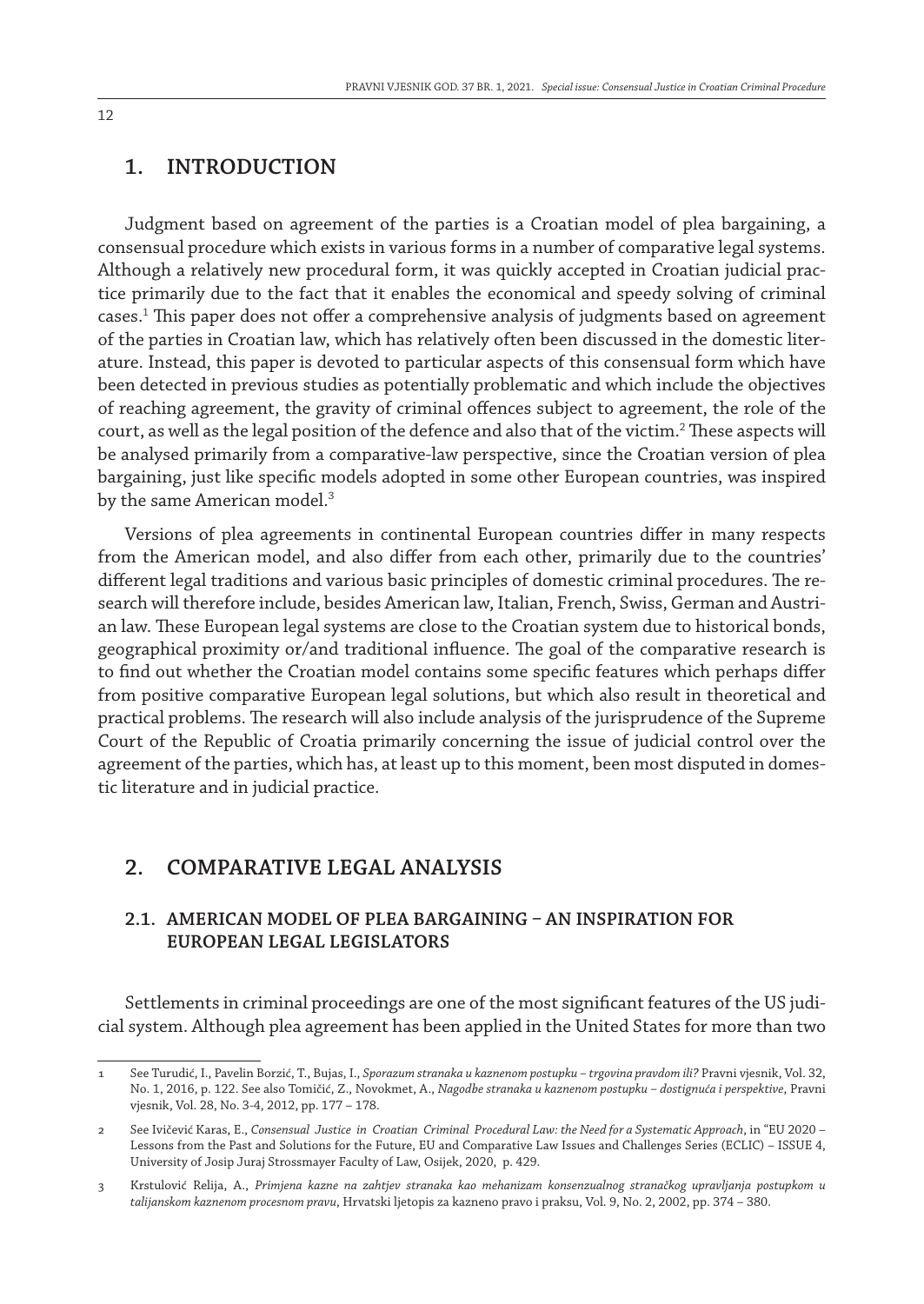# 1. INTRODUCTION

Judgment based on agreement of the parties is a Croatian model of plea bargaining, a consensual procedure which exists in various forms in a number of comparative legal systems. Although a relatively new procedural form, it was quickly accepted in Croatian judicial practice primarily due to the fact that it enables the economical and speedy solving of criminal cases.[1] This paper does not offer a comprehensive analysis of judgments based on agreement of the parties in Croatian law, which has relatively often been discussed in the domestic literature. Instead, this paper is devoted to particular aspects of this consensual form which have been detected in previous studies as potentially problematic and which include the objectives of reaching agreement, the gravity of criminal offences subject to agreement, the role of the court, as well as the legal position of the defence and also that of the victim.[2] These aspects will be analysed primarily from a comparative-law perspective, since the Croatian version of plea bargaining, just like specific models adopted in some other European countries, was inspired by the same American model.[3]

Versions of plea agreements in continental European countries differ in many respects from the American model, and also differ from each other, primarily due to the countries' different legal traditions and various basic principles of domestic criminal procedures. The research will therefore include, besides American law, Italian, French, Swiss, German and Austrian law. These European legal systems are close to the Croatian system due to historical bonds, geographical proximity or/and traditional influence. The goal of the comparative research is to find out whether the Croatian model contains some specific features which perhaps differ from positive comparative European legal solutions, but which also result in theoretical and practical problems. The research will also include analysis of the jurisprudence of the Supreme Court of the Republic of Croatia primarily concerning the issue of judicial control over the agreement of the parties, which has, at least up to this moment, been most disputed in domestic literature and in judicial practice.

# 2. COMPARATIVE LEGAL ANALYSIS

## 2.1. AMERICAN MODEL OF PLEA BARGAINING – AN INSPIRATION FOR EUROPEAN LEGAL LEGISLATORS

Settlements in criminal proceedings are one of the most significant features of the US judicial system. Although plea agreement has been applied in the United States for more than two

---

1 See Turudić, I., Pavelin Borzić, T., Bujas, I., *Sporazum stranaka u kaznenom postupku – trgovina pravdom ili?* Pravni vjesnik, Vol. 32, No. 1, 2016, p. 122. See also Tomičić, Z., Novokmet, A., *Nagodbe stranaka u kaznenom postupku – dostignuća i perspektive*, Pravni vjesnik, Vol. 28, No. 3-4, 2012, pp. 177 – 178.

2 See Ivičević Karas, E., *Consensual Justice in Croatian Criminal Procedural Law: the Need for a Systematic Approach*, in "EU 2020 – Lessons from the Past and Solutions for the Future, EU and Comparative Law Issues and Challenges Series (ECLIC) – ISSUE 4, University of Josip Juraj Strossmayer Faculty of Law, Osijek, 2020, p. 429.

3 Krstulović Relija, A., *Primjena kazne na zahtjev stranaka kao mehanizam konsenzualnog stranačkog upravljanja postupkom u talijanskom kaznenom procesnom pravu*, Hrvatski ljetopis za kazneno pravo i praksu, Vol. 9, No. 2, 2002, pp. 374 – 380.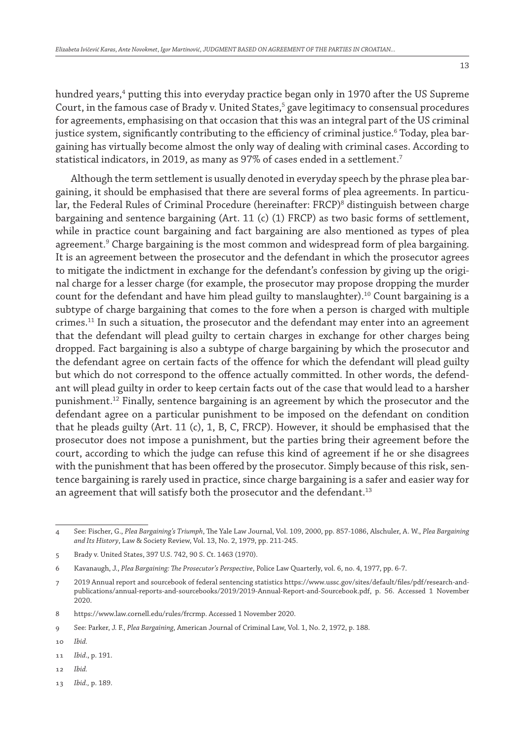hundred years,[4] putting this into everyday practice began only in 1970 after the US Supreme Court, in the famous case of Brady v. United States,[5] gave legitimacy to consensual procedures for agreements, emphasising on that occasion that this was an integral part of the US criminal justice system, significantly contributing to the efficiency of criminal justice.[6] Today, plea bargaining has virtually become almost the only way of dealing with criminal cases. According to statistical indicators, in 2019, as many as 97% of cases ended in a settlement.[7]

Although the term settlement is usually denoted in everyday speech by the phrase plea bargaining, it should be emphasised that there are several forms of plea agreements. In particular, the Federal Rules of Criminal Procedure (hereinafter: FRCP)[8] distinguish between charge bargaining and sentence bargaining (Art. 11 (c) (1) FRCP) as two basic forms of settlement, while in practice count bargaining and fact bargaining are also mentioned as types of plea agreement.[9] Charge bargaining is the most common and widespread form of plea bargaining. It is an agreement between the prosecutor and the defendant in which the prosecutor agrees to mitigate the indictment in exchange for the defendant's confession by giving up the original charge for a lesser charge (for example, the prosecutor may propose dropping the murder count for the defendant and have him plead guilty to manslaughter).[10] Count bargaining is a subtype of charge bargaining that comes to the fore when a person is charged with multiple crimes.[11] In such a situation, the prosecutor and the defendant may enter into an agreement that the defendant will plead guilty to certain charges in exchange for other charges being dropped. Fact bargaining is also a subtype of charge bargaining by which the prosecutor and the defendant agree on certain facts of the offence for which the defendant will plead guilty but which do not correspond to the offence actually committed. In other words, the defendant will plead guilty in order to keep certain facts out of the case that would lead to a harsher punishment.[12] Finally, sentence bargaining is an agreement by which the prosecutor and the defendant agree on a particular punishment to be imposed on the defendant on condition that he pleads guilty (Art. 11 (c), 1, B, C, FRCP). However, it should be emphasised that the prosecutor does not impose a punishment, but the parties bring their agreement before the court, according to which the judge can refuse this kind of agreement if he or she disagrees with the punishment that has been offered by the prosecutor. Simply because of this risk, sentence bargaining is rarely used in practice, since charge bargaining is a safer and easier way for an agreement that will satisfy both the prosecutor and the defendant.[13]

---

4 See: Fischer, G., *Plea Bargaining's Triumph*, The Yale Law Journal, Vol. 109, 2000, pp. 857-1086, Alschuler, A. W., *Plea Bargaining and Its History*, Law & Society Review, Vol. 13, No. 2, 1979, pp. 211-245.

5 Brady v. United States, 397 U.S. 742, 90 S. Ct. 1463 (1970).

6 Kavanaugh, J., *Plea Bargaining: The Prosecutor's Perspective*, Police Law Quarterly, vol. 6, no. 4, 1977, pp. 6-7.

7 2019 Annual report and sourcebook of federal sentencing statistics https://www.ussc.gov/sites/default/files/pdf/research-and-publications/annual-reports-and-sourcebooks/2019/2019-Annual-Report-and-Sourcebook.pdf, p. 56. Accessed 1 November 2020.

8 https://www.law.cornell.edu/rules/frcrmp. Accessed 1 November 2020.

9 See: Parker, J. F., *Plea Bargaining*, American Journal of Criminal Law, Vol. 1, No. 2, 1972, p. 188.

10 *Ibid.*

11 *Ibid.*, p. 191.

12 *Ibid.*

13 *Ibid.*, p. 189.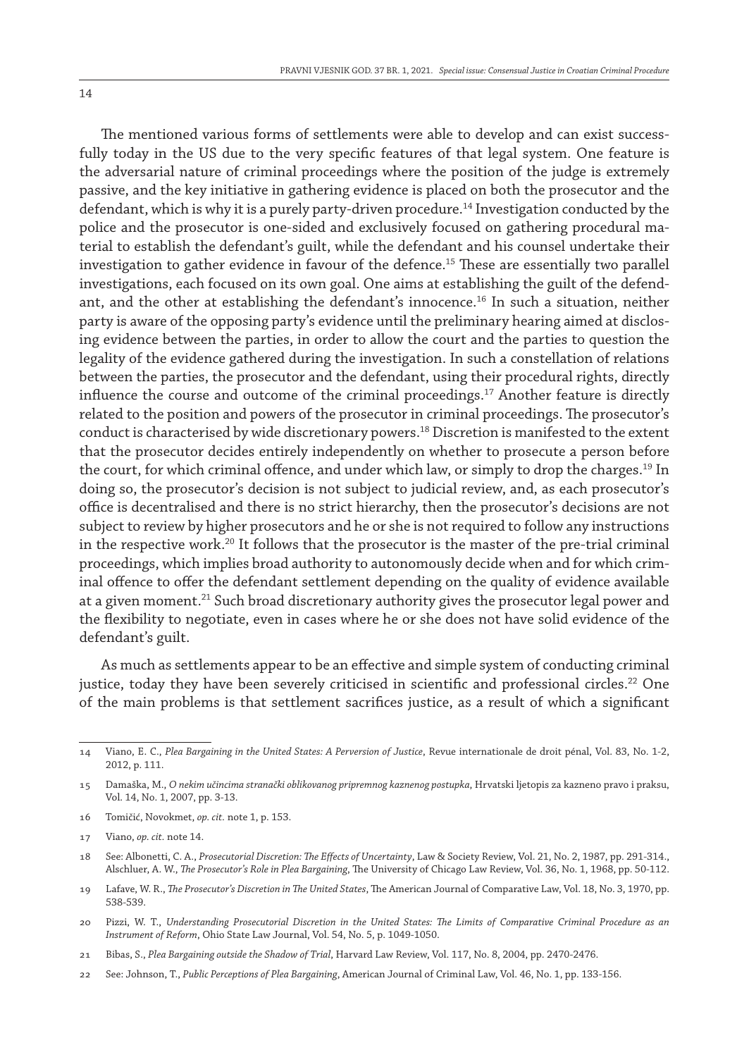The mentioned various forms of settlements were able to develop and can exist successfully today in the US due to the very specific features of that legal system. One feature is the adversarial nature of criminal proceedings where the position of the judge is extremely passive, and the key initiative in gathering evidence is placed on both the prosecutor and the defendant, which is why it is a purely party-driven procedure.[14] Investigation conducted by the police and the prosecutor is one-sided and exclusively focused on gathering procedural material to establish the defendant's guilt, while the defendant and his counsel undertake their investigation to gather evidence in favour of the defence.[15] These are essentially two parallel investigations, each focused on its own goal. One aims at establishing the guilt of the defendant, and the other at establishing the defendant's innocence.[16] In such a situation, neither party is aware of the opposing party's evidence until the preliminary hearing aimed at disclosing evidence between the parties, in order to allow the court and the parties to question the legality of the evidence gathered during the investigation. In such a constellation of relations between the parties, the prosecutor and the defendant, using their procedural rights, directly influence the course and outcome of the criminal proceedings.[17] Another feature is directly related to the position and powers of the prosecutor in criminal proceedings. The prosecutor's conduct is characterised by wide discretionary powers.[18] Discretion is manifested to the extent that the prosecutor decides entirely independently on whether to prosecute a person before the court, for which criminal offence, and under which law, or simply to drop the charges.[19] In doing so, the prosecutor's decision is not subject to judicial review, and, as each prosecutor's office is decentralised and there is no strict hierarchy, then the prosecutor's decisions are not subject to review by higher prosecutors and he or she is not required to follow any instructions in the respective work.[20] It follows that the prosecutor is the master of the pre-trial criminal proceedings, which implies broad authority to autonomously decide when and for which criminal offence to offer the defendant settlement depending on the quality of evidence available at a given moment.[21] Such broad discretionary authority gives the prosecutor legal power and the flexibility to negotiate, even in cases where he or she does not have solid evidence of the defendant's guilt.

As much as settlements appear to be an effective and simple system of conducting criminal justice, today they have been severely criticised in scientific and professional circles.[22] One of the main problems is that settlement sacrifices justice, as a result of which a significant

---

14 Viano, E. C., *Plea Bargaining in the United States: A Perversion of Justice*, Revue internationale de droit pénal, Vol. 83, No. 1-2, 2012, p. 111.

15 Damaška, M., *O nekim učincima stranački oblikovanog pripremnog kaznenog postupka*, Hrvatski ljetopis za kazneno pravo i praksu, Vol. 14, No. 1, 2007, pp. 3-13.

16 Tomičić, Novokmet, *op. cit.* note 1, p. 153.

17 Viano, *op. cit.* note 14.

18 See: Albonetti, C. A., *Prosecutorial Discretion: The Effects of Uncertainty*, Law & Society Review, Vol. 21, No. 2, 1987, pp. 291-314., Alschluer, A. W., *The Prosecutor's Role in Plea Bargaining*, The University of Chicago Law Review, Vol. 36, No. 1, 1968, pp. 50-112.

19 Lafave, W. R., *The Prosecutor's Discretion in The United States*, The American Journal of Comparative Law, Vol. 18, No. 3, 1970, pp. 538-539.

20 Pizzi, W. T., *Understanding Prosecutorial Discretion in the United States: The Limits of Comparative Criminal Procedure as an Instrument of Reform*, Ohio State Law Journal, Vol. 54, No. 5, p. 1049-1050.

21 Bibas, S., *Plea Bargaining outside the Shadow of Trial*, Harvard Law Review, Vol. 117, No. 8, 2004, pp. 2470-2476.

22 See: Johnson, T., *Public Perceptions of Plea Bargaining*, American Journal of Criminal Law, Vol. 46, No. 1, pp. 133-156.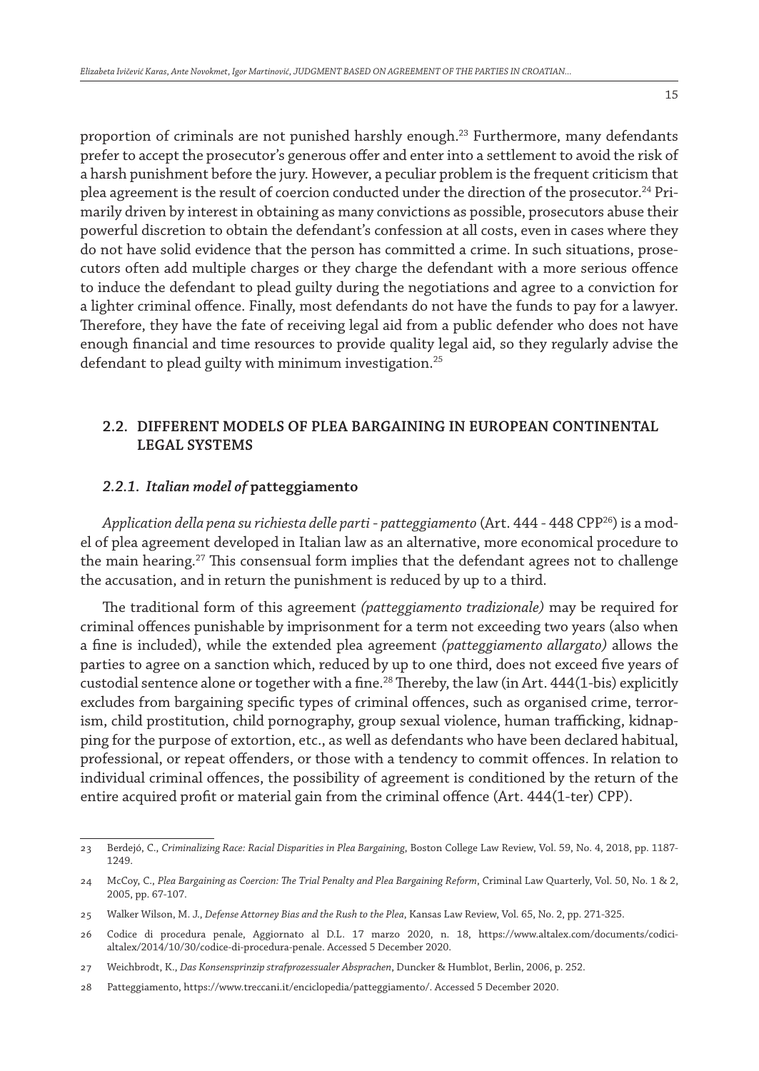proportion of criminals are not punished harshly enough.[23] Furthermore, many defendants prefer to accept the prosecutor's generous offer and enter into a settlement to avoid the risk of a harsh punishment before the jury. However, a peculiar problem is the frequent criticism that plea agreement is the result of coercion conducted under the direction of the prosecutor.[24] Primarily driven by interest in obtaining as many convictions as possible, prosecutors abuse their powerful discretion to obtain the defendant's confession at all costs, even in cases where they do not have solid evidence that the person has committed a crime. In such situations, prosecutors often add multiple charges or they charge the defendant with a more serious offence to induce the defendant to plead guilty during the negotiations and agree to a conviction for a lighter criminal offence. Finally, most defendants do not have the funds to pay for a lawyer. Therefore, they have the fate of receiving legal aid from a public defender who does not have enough financial and time resources to provide quality legal aid, so they regularly advise the defendant to plead guilty with minimum investigation.[25]

## 2.2. DIFFERENT MODELS OF PLEA BARGAINING IN EUROPEAN CONTINENTAL LEGAL SYSTEMS

### *2.2.1. Italian model of* **patteggiamento**

*Application della pena su richiesta delle parti - patteggiamento* (Art. 444 - 448 CPP[26]) is a model of plea agreement developed in Italian law as an alternative, more economical procedure to the main hearing.[27] This consensual form implies that the defendant agrees not to challenge the accusation, and in return the punishment is reduced by up to a third.

The traditional form of this agreement *(patteggiamento tradizionale)* may be required for criminal offences punishable by imprisonment for a term not exceeding two years (also when a fine is included), while the extended plea agreement *(patteggiamento allargato)* allows the parties to agree on a sanction which, reduced by up to one third, does not exceed five years of custodial sentence alone or together with a fine.[28] Thereby, the law (in Art. 444(1-bis) explicitly excludes from bargaining specific types of criminal offences, such as organised crime, terrorism, child prostitution, child pornography, group sexual violence, human trafficking, kidnapping for the purpose of extortion, etc., as well as defendants who have been declared habitual, professional, or repeat offenders, or those with a tendency to commit offences. In relation to individual criminal offences, the possibility of agreement is conditioned by the return of the entire acquired profit or material gain from the criminal offence (Art. 444(1-ter) CPP).

---

23 Berdejó, C., *Criminalizing Race: Racial Disparities in Plea Bargaining*, Boston College Law Review, Vol. 59, No. 4, 2018, pp. 1187-1249.

24 McCoy, C., *Plea Bargaining as Coercion: The Trial Penalty and Plea Bargaining Reform*, Criminal Law Quarterly, Vol. 50, No. 1 & 2, 2005, pp. 67-107.

25 Walker Wilson, M. J., *Defense Attorney Bias and the Rush to the Plea*, Kansas Law Review, Vol. 65, No. 2, pp. 271-325.

26 Codice di procedura penale, Aggiornato al D.L. 17 marzo 2020, n. 18, https://www.altalex.com/documents/codici-altalex/2014/10/30/codice-di-procedura-penale. Accessed 5 December 2020.

27 Weichbrodt, K., *Das Konsensprinzip strafprozessualer Absprachen*, Duncker & Humblot, Berlin, 2006, p. 252.

28 Patteggiamento, https://www.treccani.it/enciclopedia/patteggiamento/. Accessed 5 December 2020.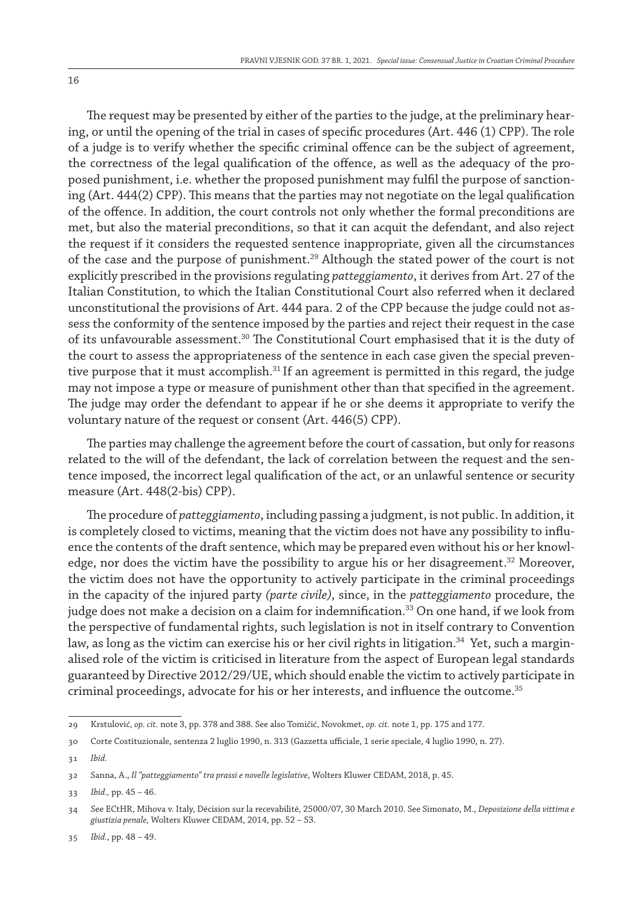The request may be presented by either of the parties to the judge, at the preliminary hearing, or until the opening of the trial in cases of specific procedures (Art. 446 (1) CPP). The role of a judge is to verify whether the specific criminal offence can be the subject of agreement, the correctness of the legal qualification of the offence, as well as the adequacy of the proposed punishment, i.e. whether the proposed punishment may fulfil the purpose of sanctioning (Art. 444(2) CPP). This means that the parties may not negotiate on the legal qualification of the offence. In addition, the court controls not only whether the formal preconditions are met, but also the material preconditions, so that it can acquit the defendant, and also reject the request if it considers the requested sentence inappropriate, given all the circumstances of the case and the purpose of punishment.[29] Although the stated power of the court is not explicitly prescribed in the provisions regulating *patteggiamento*, it derives from Art. 27 of the Italian Constitution, to which the Italian Constitutional Court also referred when it declared unconstitutional the provisions of Art. 444 para. 2 of the CPP because the judge could not assess the conformity of the sentence imposed by the parties and reject their request in the case of its unfavourable assessment.[30] The Constitutional Court emphasised that it is the duty of the court to assess the appropriateness of the sentence in each case given the special preventive purpose that it must accomplish.[31] If an agreement is permitted in this regard, the judge may not impose a type or measure of punishment other than that specified in the agreement. The judge may order the defendant to appear if he or she deems it appropriate to verify the voluntary nature of the request or consent (Art. 446(5) CPP).

The parties may challenge the agreement before the court of cassation, but only for reasons related to the will of the defendant, the lack of correlation between the request and the sentence imposed, the incorrect legal qualification of the act, or an unlawful sentence or security measure (Art. 448(2-bis) CPP).

The procedure of *patteggiamento*, including passing a judgment, is not public. In addition, it is completely closed to victims, meaning that the victim does not have any possibility to influence the contents of the draft sentence, which may be prepared even without his or her knowledge, nor does the victim have the possibility to argue his or her disagreement.[32] Moreover, the victim does not have the opportunity to actively participate in the criminal proceedings in the capacity of the injured party *(parte civile)*, since, in the *patteggiamento* procedure, the judge does not make a decision on a claim for indemnification.[33] On one hand, if we look from the perspective of fundamental rights, such legislation is not in itself contrary to Convention law, as long as the victim can exercise his or her civil rights in litigation.[34] Yet, such a marginalised role of the victim is criticised in literature from the aspect of European legal standards guaranteed by Directive 2012/29/UE, which should enable the victim to actively participate in criminal proceedings, advocate for his or her interests, and influence the outcome.[35]

---

29 Krstulović, *op. cit.* note 3, pp. 378 and 388. See also Tomičić, Novokmet, *op. cit.* note 1, pp. 175 and 177.

30 Corte Costituzionale, sentenza 2 luglio 1990, n. 313 (Gazzetta ufficiale, 1 serie speciale, 4 luglio 1990, n. 27).

31 *Ibid.*

32 Sanna, A., *Il "patteggiamento" tra prassi e novelle legislative*, Wolters Kluwer CEDAM, 2018, p. 45.

33 *Ibid.,* pp. 45 – 46.

34 See ECtHR, Mihova v. Italy, Décision sur la recevabilité, 25000/07, 30 March 2010. See Simonato, M., *Deposizione della vittima e giustizia penale,* Wolters Kluwer CEDAM, 2014, pp. 52 – 53.

35 *Ibid.*, pp. 48 – 49.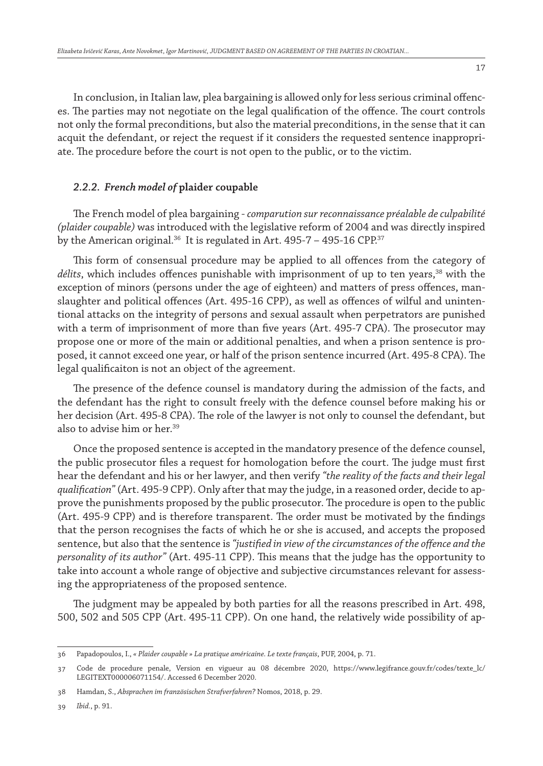In conclusion, in Italian law, plea bargaining is allowed only for less serious criminal offences. The parties may not negotiate on the legal qualification of the offence. The court controls not only the formal preconditions, but also the material preconditions, in the sense that it can acquit the defendant, or reject the request if it considers the requested sentence inappropriate. The procedure before the court is not open to the public, or to the victim.

### *2.2.2. French model of* **plaider coupable**

The French model of plea bargaining - *comparution sur reconnaissance préalable de culpabilité (plaider coupable)* was introduced with the legislative reform of 2004 and was directly inspired by the American original.[36] It is regulated in Art. 495-7 – 495-16 CPP.[37]

This form of consensual procedure may be applied to all offences from the category of *délits*, which includes offences punishable with imprisonment of up to ten years,[38] with the exception of minors (persons under the age of eighteen) and matters of press offences, manslaughter and political offences (Art. 495-16 CPP), as well as offences of wilful and unintentional attacks on the integrity of persons and sexual assault when perpetrators are punished with a term of imprisonment of more than five years (Art. 495-7 CPA). The prosecutor may propose one or more of the main or additional penalties, and when a prison sentence is proposed, it cannot exceed one year, or half of the prison sentence incurred (Art. 495-8 CPA). The legal qualificaiton is not an object of the agreement.

The presence of the defence counsel is mandatory during the admission of the facts, and the defendant has the right to consult freely with the defence counsel before making his or her decision (Art. 495-8 CPA). The role of the lawyer is not only to counsel the defendant, but also to advise him or her.[39]

Once the proposed sentence is accepted in the mandatory presence of the defence counsel, the public prosecutor files a request for homologation before the court. The judge must first hear the defendant and his or her lawyer, and then verify *"the reality of the facts and their legal qualification"* (Art. 495-9 CPP). Only after that may the judge, in a reasoned order, decide to approve the punishments proposed by the public prosecutor. The procedure is open to the public (Art. 495-9 CPP) and is therefore transparent. The order must be motivated by the findings that the person recognises the facts of which he or she is accused, and accepts the proposed sentence, but also that the sentence is *"justified in view of the circumstances of the offence and the personality of its author"* (Art. 495-11 CPP). This means that the judge has the opportunity to take into account a whole range of objective and subjective circumstances relevant for assessing the appropriateness of the proposed sentence.

The judgment may be appealed by both parties for all the reasons prescribed in Art. 498, 500, 502 and 505 CPP (Art. 495-11 CPP). On one hand, the relatively wide possibility of ap-

---

36 Papadopoulos, I., *« Plaider coupable » La pratique américaine. Le texte français*, PUF, 2004, p. 71.

37 Code de procedure penale, Version en vigueur au 08 décembre 2020, https://www.legifrance.gouv.fr/codes/texte_lc/LEGITEXT000006071154/. Accessed 6 December 2020.

38 Hamdan, S., *Absprachen im französischen Strafverfahren?* Nomos, 2018, p. 29.

39 *Ibid.*, p. 91.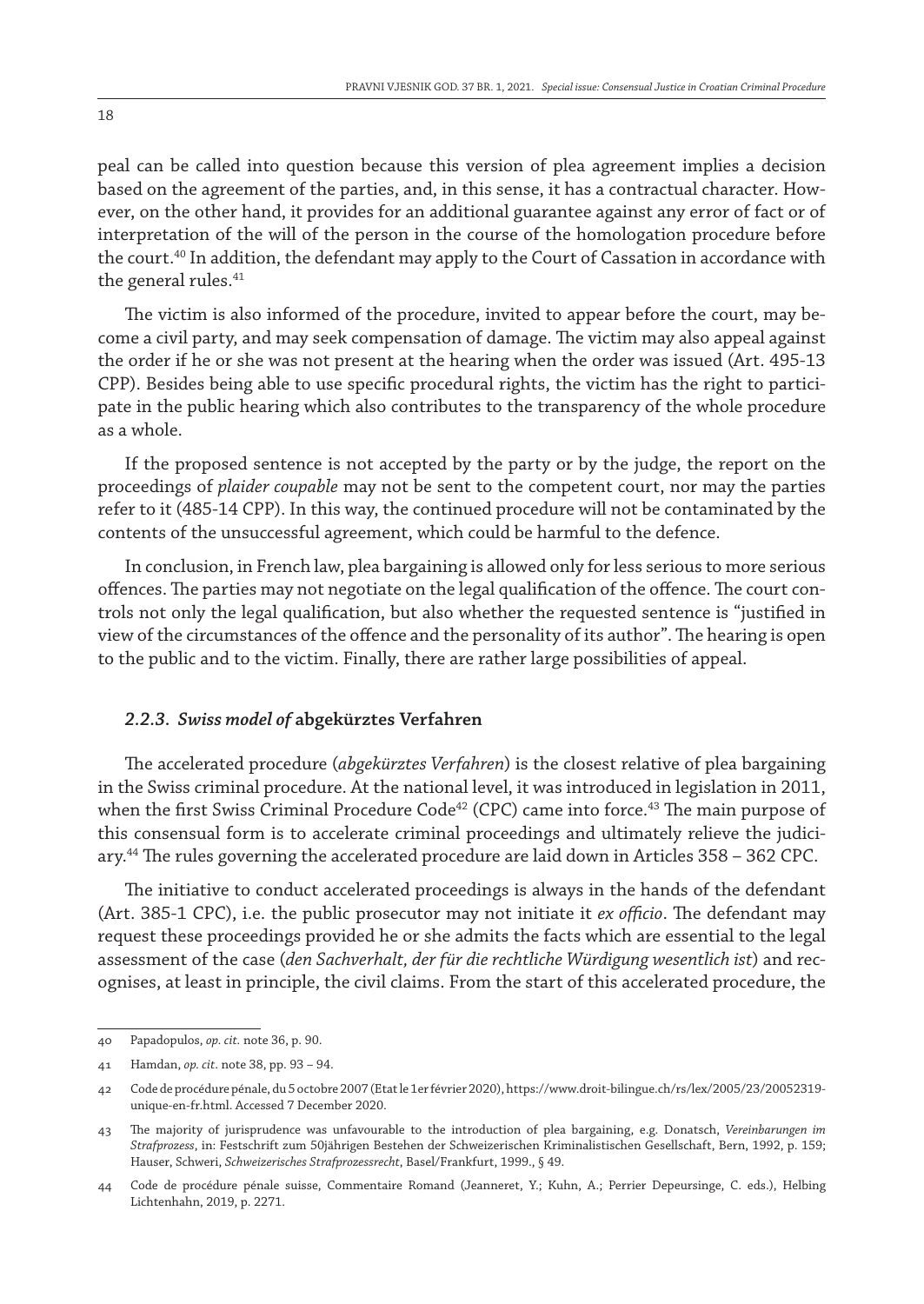peal can be called into question because this version of plea agreement implies a decision based on the agreement of the parties, and, in this sense, it has a contractual character. However, on the other hand, it provides for an additional guarantee against any error of fact or of interpretation of the will of the person in the course of the homologation procedure before the court.[40] In addition, the defendant may apply to the Court of Cassation in accordance with the general rules.[41]

The victim is also informed of the procedure, invited to appear before the court, may become a civil party, and may seek compensation of damage. The victim may also appeal against the order if he or she was not present at the hearing when the order was issued (Art. 495-13 CPP). Besides being able to use specific procedural rights, the victim has the right to participate in the public hearing which also contributes to the transparency of the whole procedure as a whole.

If the proposed sentence is not accepted by the party or by the judge, the report on the proceedings of *plaider coupable* may not be sent to the competent court, nor may the parties refer to it (485-14 CPP). In this way, the continued procedure will not be contaminated by the contents of the unsuccessful agreement, which could be harmful to the defence.

In conclusion, in French law, plea bargaining is allowed only for less serious to more serious offences. The parties may not negotiate on the legal qualification of the offence. The court controls not only the legal qualification, but also whether the requested sentence is "justified in view of the circumstances of the offence and the personality of its author". The hearing is open to the public and to the victim. Finally, there are rather large possibilities of appeal.

### *2.2.3. Swiss model of* **abgekürztes Verfahren**

The accelerated procedure (*abgekürztes Verfahren*) is the closest relative of plea bargaining in the Swiss criminal procedure. At the national level, it was introduced in legislation in 2011, when the first Swiss Criminal Procedure Code[42] (CPC) came into force.[43] The main purpose of this consensual form is to accelerate criminal proceedings and ultimately relieve the judiciary.[44] The rules governing the accelerated procedure are laid down in Articles 358 – 362 CPC.

The initiative to conduct accelerated proceedings is always in the hands of the defendant (Art. 385-1 CPC), i.e. the public prosecutor may not initiate it *ex officio*. The defendant may request these proceedings provided he or she admits the facts which are essential to the legal assessment of the case (*den Sachverhalt, der für die rechtliche Würdigung wesentlich ist*) and recognises, at least in principle, the civil claims. From the start of this accelerated procedure, the

---

40 Papadopulos, *op. cit.* note 36, p. 90.

41 Hamdan, *op. cit*. note 38, pp. 93 – 94.

42 Code de procédure pénale, du 5 octobre 2007 (Etat le 1er février 2020), https://www.droit-bilingue.ch/rs/lex/2005/23/20052319-unique-en-fr.html. Accessed 7 December 2020.

43 The majority of jurisprudence was unfavourable to the introduction of plea bargaining, e.g. Donatsch, *Vereinbarungen im Strafprozess*, in: Festschrift zum 50jährigen Bestehen der Schweizerischen Kriminalistischen Gesellschaft, Bern, 1992, p. 159; Hauser, Schweri, *Schweizerisches Strafprozessrecht*, Basel/Frankfurt, 1999., § 49.

44 Code de procédure pénale suisse, Commentaire Romand (Jeanneret, Y.; Kuhn, A.; Perrier Depeursinge, C. eds.), Helbing Lichtenhahn, 2019, p. 2271.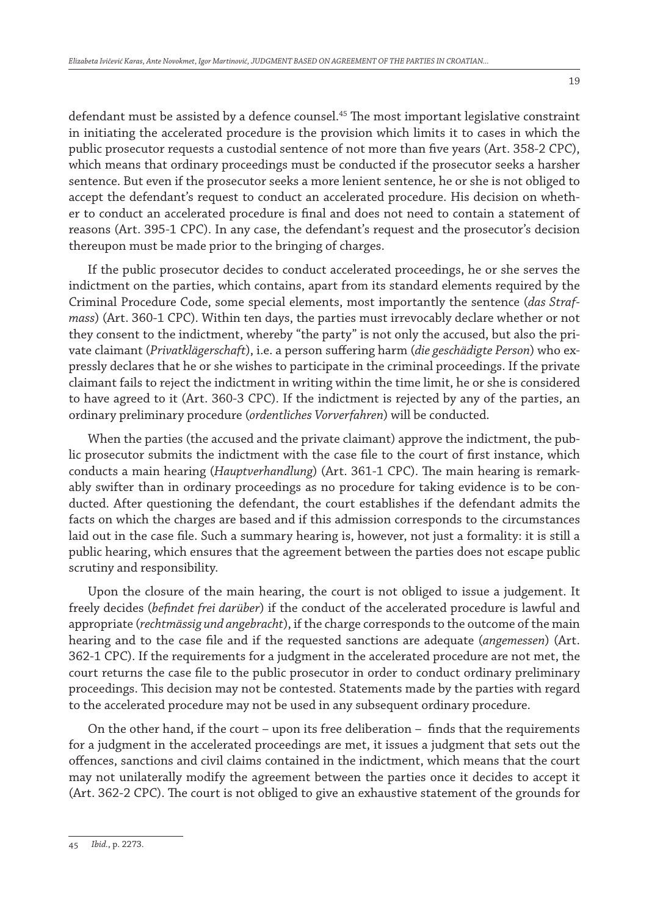defendant must be assisted by a defence counsel.[45] The most important legislative constraint in initiating the accelerated procedure is the provision which limits it to cases in which the public prosecutor requests a custodial sentence of not more than five years (Art. 358-2 CPC), which means that ordinary proceedings must be conducted if the prosecutor seeks a harsher sentence. But even if the prosecutor seeks a more lenient sentence, he or she is not obliged to accept the defendant's request to conduct an accelerated procedure. His decision on whether to conduct an accelerated procedure is final and does not need to contain a statement of reasons (Art. 395-1 CPC). In any case, the defendant's request and the prosecutor's decision thereupon must be made prior to the bringing of charges.

If the public prosecutor decides to conduct accelerated proceedings, he or she serves the indictment on the parties, which contains, apart from its standard elements required by the Criminal Procedure Code, some special elements, most importantly the sentence (*das Strafmass*) (Art. 360-1 CPC). Within ten days, the parties must irrevocably declare whether or not they consent to the indictment, whereby "the party" is not only the accused, but also the private claimant (*Privatklägerschaft*), i.e. a person suffering harm (*die geschädigte Person*) who expressly declares that he or she wishes to participate in the criminal proceedings. If the private claimant fails to reject the indictment in writing within the time limit, he or she is considered to have agreed to it (Art. 360-3 CPC). If the indictment is rejected by any of the parties, an ordinary preliminary procedure (*ordentliches Vorverfahren*) will be conducted.

When the parties (the accused and the private claimant) approve the indictment, the public prosecutor submits the indictment with the case file to the court of first instance, which conducts a main hearing (*Hauptverhandlung*) (Art. 361-1 CPC). The main hearing is remarkably swifter than in ordinary proceedings as no procedure for taking evidence is to be conducted. After questioning the defendant, the court establishes if the defendant admits the facts on which the charges are based and if this admission corresponds to the circumstances laid out in the case file. Such a summary hearing is, however, not just a formality: it is still a public hearing, which ensures that the agreement between the parties does not escape public scrutiny and responsibility.

Upon the closure of the main hearing, the court is not obliged to issue a judgement. It freely decides (*befindet frei darüber*) if the conduct of the accelerated procedure is lawful and appropriate (*rechtmässig und angebracht*), if the charge corresponds to the outcome of the main hearing and to the case file and if the requested sanctions are adequate (*angemessen*) (Art. 362-1 CPC). If the requirements for a judgment in the accelerated procedure are not met, the court returns the case file to the public prosecutor in order to conduct ordinary preliminary proceedings. This decision may not be contested. Statements made by the parties with regard to the accelerated procedure may not be used in any subsequent ordinary procedure.

On the other hand, if the court – upon its free deliberation – finds that the requirements for a judgment in the accelerated proceedings are met, it issues a judgment that sets out the offences, sanctions and civil claims contained in the indictment, which means that the court may not unilaterally modify the agreement between the parties once it decides to accept it (Art. 362-2 CPC). The court is not obliged to give an exhaustive statement of the grounds for

---

45 *Ibid.*, p. 2273.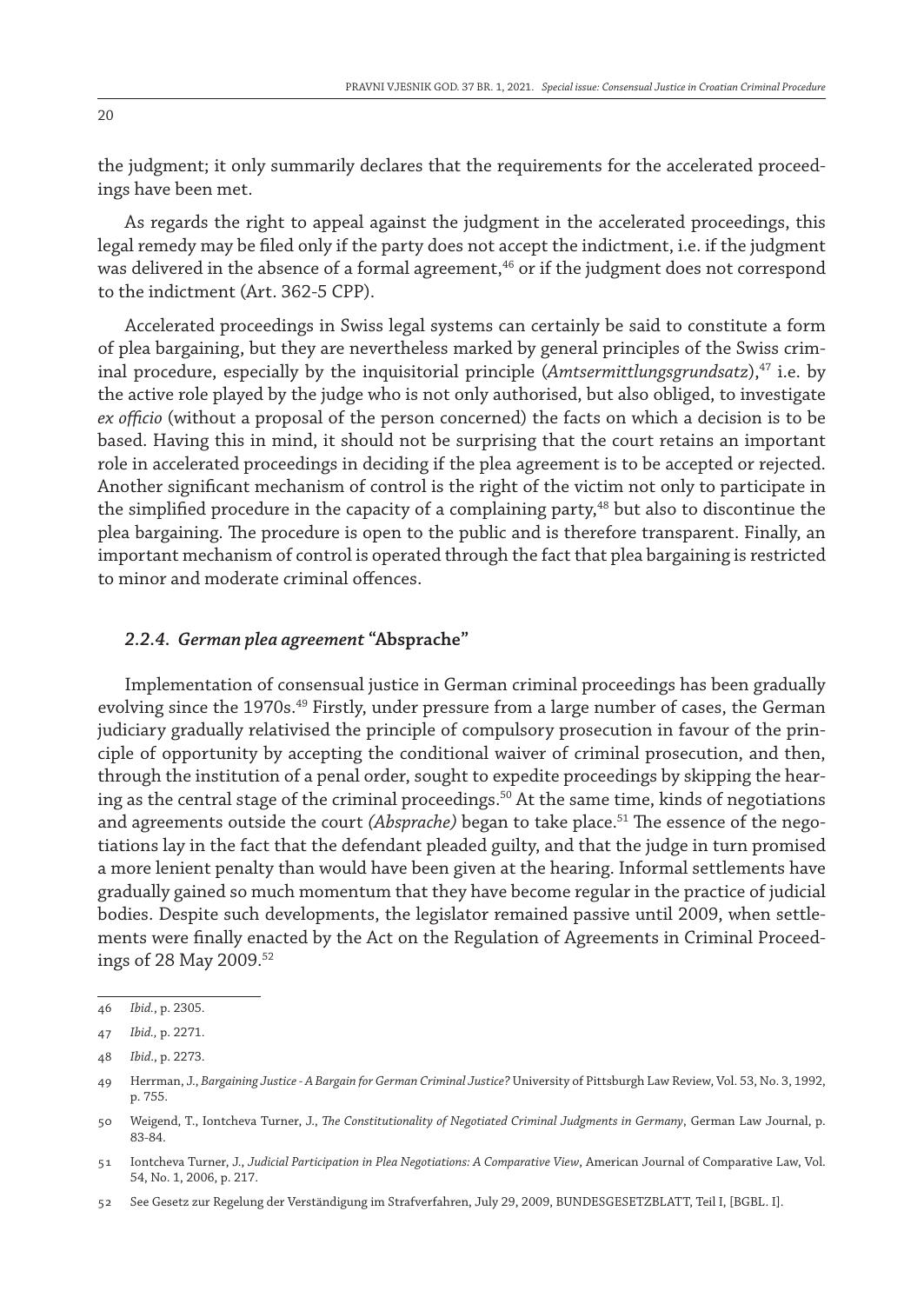the judgment; it only summarily declares that the requirements for the accelerated proceedings have been met.

As regards the right to appeal against the judgment in the accelerated proceedings, this legal remedy may be filed only if the party does not accept the indictment, i.e. if the judgment was delivered in the absence of a formal agreement,[46] or if the judgment does not correspond to the indictment (Art. 362-5 CPP).

Accelerated proceedings in Swiss legal systems can certainly be said to constitute a form of plea bargaining, but they are nevertheless marked by general principles of the Swiss criminal procedure, especially by the inquisitorial principle (*Amtsermittlungsgrundsatz*),[47] i.e. by the active role played by the judge who is not only authorised, but also obliged, to investigate *ex officio* (without a proposal of the person concerned) the facts on which a decision is to be based. Having this in mind, it should not be surprising that the court retains an important role in accelerated proceedings in deciding if the plea agreement is to be accepted or rejected. Another significant mechanism of control is the right of the victim not only to participate in the simplified procedure in the capacity of a complaining party,[48] but also to discontinue the plea bargaining. The procedure is open to the public and is therefore transparent. Finally, an important mechanism of control is operated through the fact that plea bargaining is restricted to minor and moderate criminal offences.

### *2.2.4. German plea agreement* "Absprache"

Implementation of consensual justice in German criminal proceedings has been gradually evolving since the 1970s.[49] Firstly, under pressure from a large number of cases, the German judiciary gradually relativised the principle of compulsory prosecution in favour of the principle of opportunity by accepting the conditional waiver of criminal prosecution, and then, through the institution of a penal order, sought to expedite proceedings by skipping the hearing as the central stage of the criminal proceedings.[50] At the same time, kinds of negotiations and agreements outside the court *(Absprache)* began to take place.[51] The essence of the negotiations lay in the fact that the defendant pleaded guilty, and that the judge in turn promised a more lenient penalty than would have been given at the hearing. Informal settlements have gradually gained so much momentum that they have become regular in the practice of judicial bodies. Despite such developments, the legislator remained passive until 2009, when settlements were finally enacted by the Act on the Regulation of Agreements in Criminal Proceedings of 28 May 2009.[52]

---

46 *Ibid.*, p. 2305.

47 *Ibid.,* p. 2271.

48 *Ibid.*, p. 2273.

49 Herrman, J., *Bargaining Justice - A Bargain for German Criminal Justice?* University of Pittsburgh Law Review, Vol. 53, No. 3, 1992, p. 755.

50 Weigend, T., Iontcheva Turner, J., *The Constitutionality of Negotiated Criminal Judgments in Germany*, German Law Journal, p. 83-84.

51 Iontcheva Turner, J., *Judicial Participation in Plea Negotiations: A Comparative View*, American Journal of Comparative Law, Vol. 54, No. 1, 2006, p. 217.

52 See Gesetz zur Regelung der Verständigung im Strafverfahren, July 29, 2009, BUNDESGESETZBLATT, Teil I, [BGBL. I].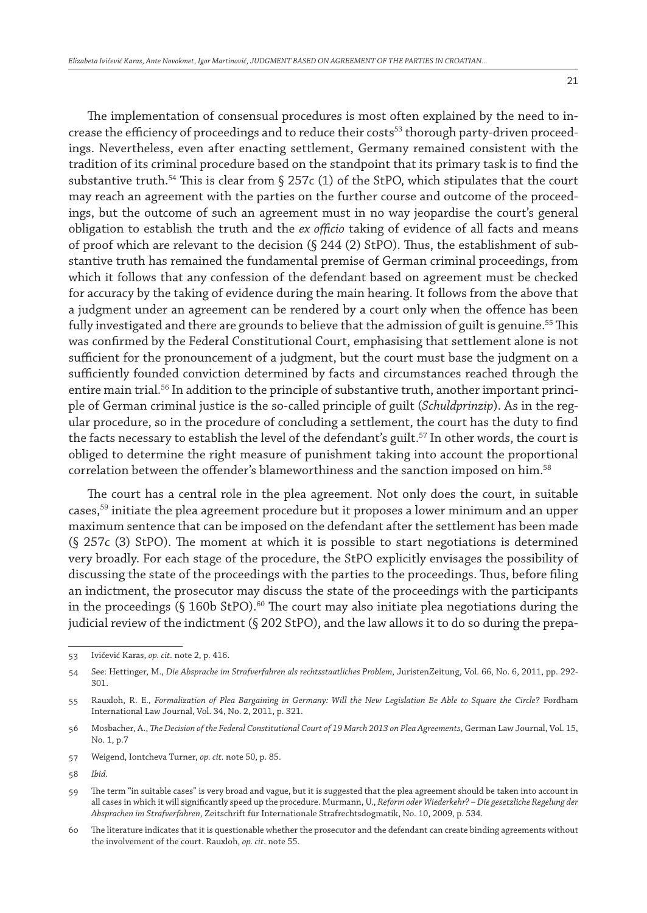The implementation of consensual procedures is most often explained by the need to increase the efficiency of proceedings and to reduce their costs[53] thorough party-driven proceedings. Nevertheless, even after enacting settlement, Germany remained consistent with the tradition of its criminal procedure based on the standpoint that its primary task is to find the substantive truth.[54] This is clear from § 257c (1) of the StPO, which stipulates that the court may reach an agreement with the parties on the further course and outcome of the proceedings, but the outcome of such an agreement must in no way jeopardise the court's general obligation to establish the truth and the *ex officio* taking of evidence of all facts and means of proof which are relevant to the decision (§ 244 (2) StPO). Thus, the establishment of substantive truth has remained the fundamental premise of German criminal proceedings, from which it follows that any confession of the defendant based on agreement must be checked for accuracy by the taking of evidence during the main hearing. It follows from the above that a judgment under an agreement can be rendered by a court only when the offence has been fully investigated and there are grounds to believe that the admission of guilt is genuine.[55] This was confirmed by the Federal Constitutional Court, emphasising that settlement alone is not sufficient for the pronouncement of a judgment, but the court must base the judgment on a sufficiently founded conviction determined by facts and circumstances reached through the entire main trial.[56] In addition to the principle of substantive truth, another important principle of German criminal justice is the so-called principle of guilt (*Schuldprinzip*). As in the regular procedure, so in the procedure of concluding a settlement, the court has the duty to find the facts necessary to establish the level of the defendant's guilt.[57] In other words, the court is obliged to determine the right measure of punishment taking into account the proportional correlation between the offender's blameworthiness and the sanction imposed on him.[58]

The court has a central role in the plea agreement. Not only does the court, in suitable cases,[59] initiate the plea agreement procedure but it proposes a lower minimum and an upper maximum sentence that can be imposed on the defendant after the settlement has been made (§ 257c (3) StPO). The moment at which it is possible to start negotiations is determined very broadly. For each stage of the procedure, the StPO explicitly envisages the possibility of discussing the state of the proceedings with the parties to the proceedings. Thus, before filing an indictment, the prosecutor may discuss the state of the proceedings with the participants in the proceedings (§ 160b StPO).[60] The court may also initiate plea negotiations during the judicial review of the indictment (§ 202 StPO), and the law allows it to do so during the prepa-

---

53 Ivičević Karas, *op. cit.* note 2, p. 416.

54 See: Hettinger, M., *Die Absprache im Strafverfahren als rechtsstaatliches Problem*, JuristenZeitung, Vol. 66, No. 6, 2011, pp. 292-301.

55 Rauxloh, R. E., *Formalization of Plea Bargaining in Germany: Will the New Legislation Be Able to Square the Circle?* Fordham International Law Journal, Vol. 34, No. 2, 2011, p. 321.

56 Mosbacher, A., *The Decision of the Federal Constitutional Court of 19 March 2013 on Plea Agreements*, German Law Journal, Vol. 15, No. 1, p.7

57 Weigend, Iontcheva Turner, *op. cit.* note 50, p. 85.

58 *Ibid.*

59 The term "in suitable cases" is very broad and vague, but it is suggested that the plea agreement should be taken into account in all cases in which it will significantly speed up the procedure. Murmann, U., *Reform oder Wiederkehr? – Die gesetzliche Regelung der Absprachen im Strafverfahren*, Zeitschrift für Internationale Strafrechtsdogmatik, No. 10, 2009, p. 534.

60 The literature indicates that it is questionable whether the prosecutor and the defendant can create binding agreements without the involvement of the court. Rauxloh, *op. cit.* note 55.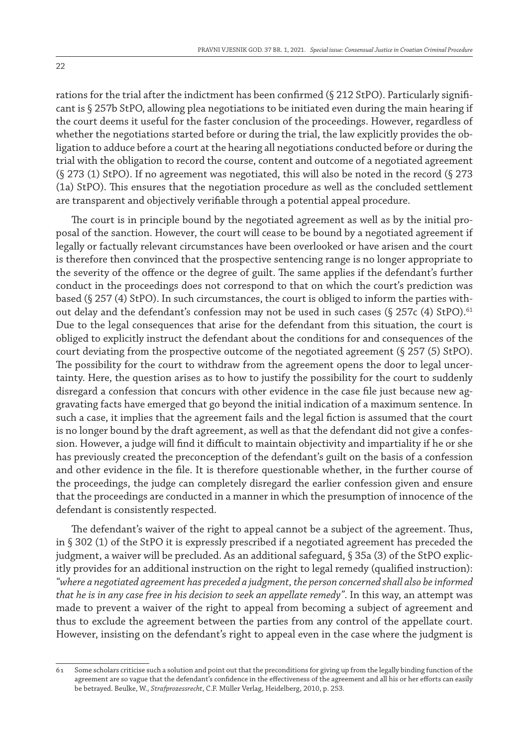rations for the trial after the indictment has been confirmed (§ 212 StPO). Particularly significant is § 257b StPO, allowing plea negotiations to be initiated even during the main hearing if the court deems it useful for the faster conclusion of the proceedings. However, regardless of whether the negotiations started before or during the trial, the law explicitly provides the obligation to adduce before a court at the hearing all negotiations conducted before or during the trial with the obligation to record the course, content and outcome of a negotiated agreement (§ 273 (1) StPO). If no agreement was negotiated, this will also be noted in the record (§ 273 (1a) StPO). This ensures that the negotiation procedure as well as the concluded settlement are transparent and objectively verifiable through a potential appeal procedure.

The court is in principle bound by the negotiated agreement as well as by the initial proposal of the sanction. However, the court will cease to be bound by a negotiated agreement if legally or factually relevant circumstances have been overlooked or have arisen and the court is therefore then convinced that the prospective sentencing range is no longer appropriate to the severity of the offence or the degree of guilt. The same applies if the defendant's further conduct in the proceedings does not correspond to that on which the court's prediction was based (§ 257 (4) StPO). In such circumstances, the court is obliged to inform the parties without delay and the defendant's confession may not be used in such cases (§ 257c (4) StPO).[61] Due to the legal consequences that arise for the defendant from this situation, the court is obliged to explicitly instruct the defendant about the conditions for and consequences of the court deviating from the prospective outcome of the negotiated agreement (§ 257 (5) StPO). The possibility for the court to withdraw from the agreement opens the door to legal uncertainty. Here, the question arises as to how to justify the possibility for the court to suddenly disregard a confession that concurs with other evidence in the case file just because new aggravating facts have emerged that go beyond the initial indication of a maximum sentence. In such a case, it implies that the agreement fails and the legal fiction is assumed that the court is no longer bound by the draft agreement, as well as that the defendant did not give a confession. However, a judge will find it difficult to maintain objectivity and impartiality if he or she has previously created the preconception of the defendant's guilt on the basis of a confession and other evidence in the file. It is therefore questionable whether, in the further course of the proceedings, the judge can completely disregard the earlier confession given and ensure that the proceedings are conducted in a manner in which the presumption of innocence of the defendant is consistently respected.

The defendant's waiver of the right to appeal cannot be a subject of the agreement. Thus, in § 302 (1) of the StPO it is expressly prescribed if a negotiated agreement has preceded the judgment, a waiver will be precluded. As an additional safeguard, § 35a (3) of the StPO explicitly provides for an additional instruction on the right to legal remedy (qualified instruction): *"where a negotiated agreement has preceded a judgment, the person concerned shall also be informed that he is in any case free in his decision to seek an appellate remedy"*. In this way, an attempt was made to prevent a waiver of the right to appeal from becoming a subject of agreement and thus to exclude the agreement between the parties from any control of the appellate court. However, insisting on the defendant's right to appeal even in the case where the judgment is

---

61 Some scholars criticise such a solution and point out that the preconditions for giving up from the legally binding function of the agreement are so vague that the defendant's confidence in the effectiveness of the agreement and all his or her efforts can easily be betrayed. Beulke, W., *Strafprozessrecht*, C.F. Müller Verlag, Heidelberg, 2010, p. 253.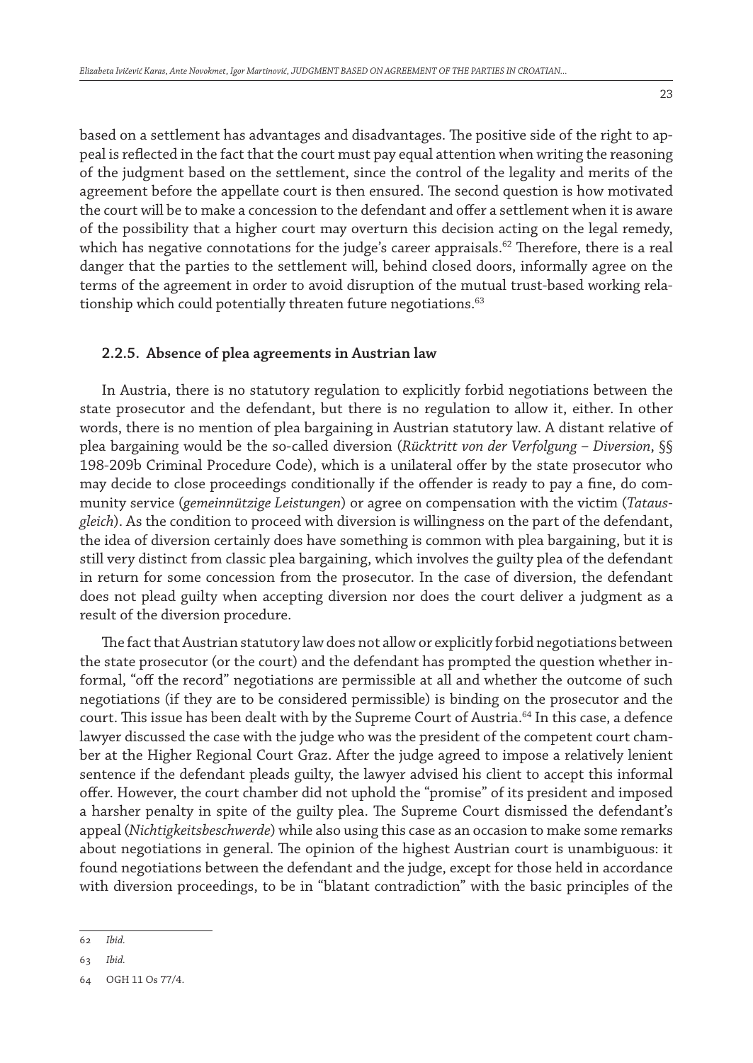based on a settlement has advantages and disadvantages. The positive side of the right to appeal is reflected in the fact that the court must pay equal attention when writing the reasoning of the judgment based on the settlement, since the control of the legality and merits of the agreement before the appellate court is then ensured. The second question is how motivated the court will be to make a concession to the defendant and offer a settlement when it is aware of the possibility that a higher court may overturn this decision acting on the legal remedy, which has negative connotations for the judge's career appraisals.[62] Therefore, there is a real danger that the parties to the settlement will, behind closed doors, informally agree on the terms of the agreement in order to avoid disruption of the mutual trust-based working relationship which could potentially threaten future negotiations.[63]

### 2.2.5. Absence of plea agreements in Austrian law

In Austria, there is no statutory regulation to explicitly forbid negotiations between the state prosecutor and the defendant, but there is no regulation to allow it, either. In other words, there is no mention of plea bargaining in Austrian statutory law. A distant relative of plea bargaining would be the so-called diversion (*Rücktritt von der Verfolgung – Diversion*, §§ 198-209b Criminal Procedure Code), which is a unilateral offer by the state prosecutor who may decide to close proceedings conditionally if the offender is ready to pay a fine, do community service (*gemeinnützige Leistungen*) or agree on compensation with the victim (*Tatausgleich*). As the condition to proceed with diversion is willingness on the part of the defendant, the idea of diversion certainly does have something is common with plea bargaining, but it is still very distinct from classic plea bargaining, which involves the guilty plea of the defendant in return for some concession from the prosecutor. In the case of diversion, the defendant does not plead guilty when accepting diversion nor does the court deliver a judgment as a result of the diversion procedure.

The fact that Austrian statutory law does not allow or explicitly forbid negotiations between the state prosecutor (or the court) and the defendant has prompted the question whether informal, "off the record" negotiations are permissible at all and whether the outcome of such negotiations (if they are to be considered permissible) is binding on the prosecutor and the court. This issue has been dealt with by the Supreme Court of Austria.[64] In this case, a defence lawyer discussed the case with the judge who was the president of the competent court chamber at the Higher Regional Court Graz. After the judge agreed to impose a relatively lenient sentence if the defendant pleads guilty, the lawyer advised his client to accept this informal offer. However, the court chamber did not uphold the "promise" of its president and imposed a harsher penalty in spite of the guilty plea. The Supreme Court dismissed the defendant's appeal (*Nichtigkeitsbeschwerde*) while also using this case as an occasion to make some remarks about negotiations in general. The opinion of the highest Austrian court is unambiguous: it found negotiations between the defendant and the judge, except for those held in accordance with diversion proceedings, to be in "blatant contradiction" with the basic principles of the

---

62 *Ibid.*

63 *Ibid.*

64 OGH 11 Os 77/4.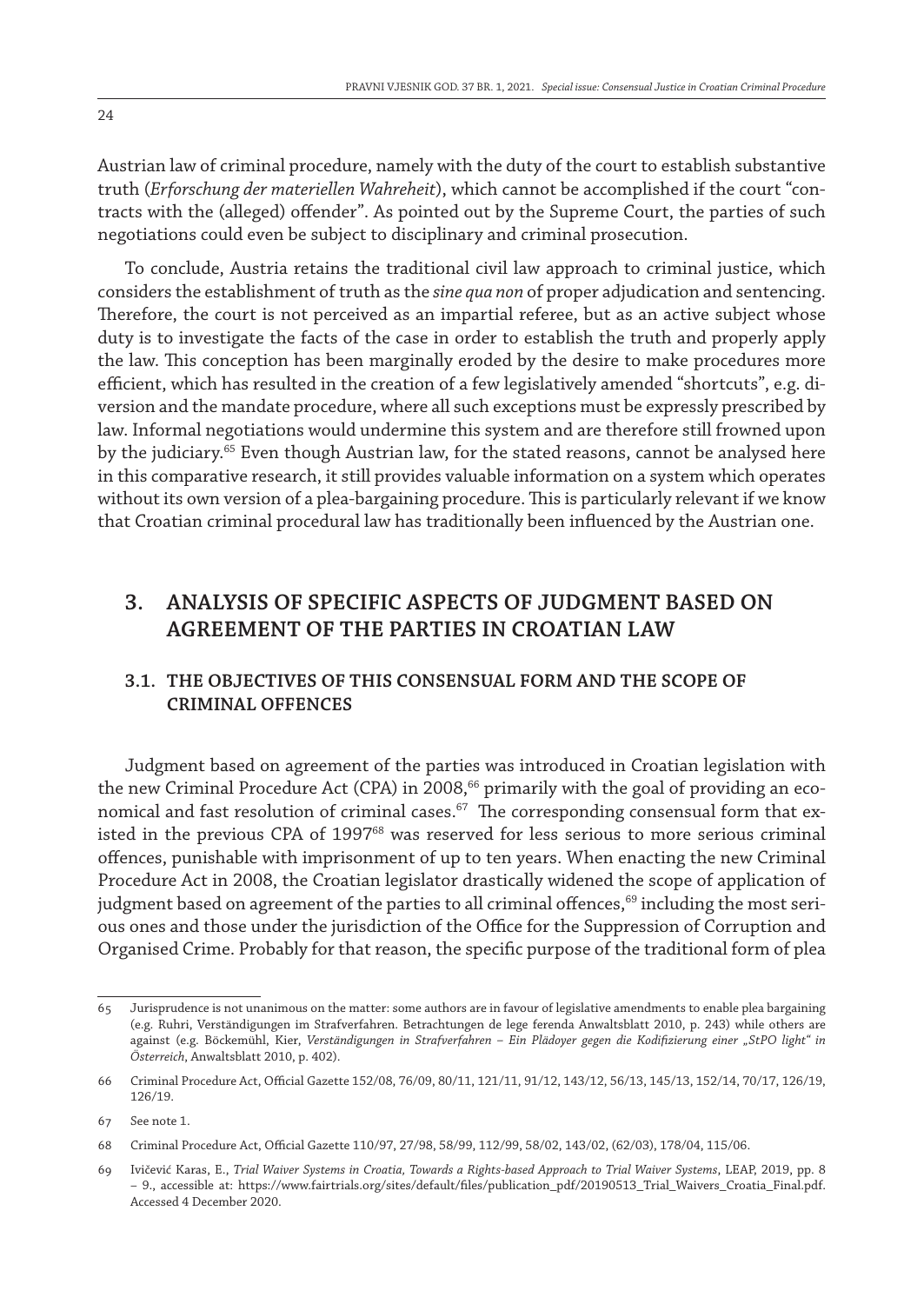Austrian law of criminal procedure, namely with the duty of the court to establish substantive truth (*Erforschung der materiellen Wahreheit*), which cannot be accomplished if the court "contracts with the (alleged) offender". As pointed out by the Supreme Court, the parties of such negotiations could even be subject to disciplinary and criminal prosecution.

To conclude, Austria retains the traditional civil law approach to criminal justice, which considers the establishment of truth as the *sine qua non* of proper adjudication and sentencing. Therefore, the court is not perceived as an impartial referee, but as an active subject whose duty is to investigate the facts of the case in order to establish the truth and properly apply the law. This conception has been marginally eroded by the desire to make procedures more efficient, which has resulted in the creation of a few legislatively amended "shortcuts", e.g. diversion and the mandate procedure, where all such exceptions must be expressly prescribed by law. Informal negotiations would undermine this system and are therefore still frowned upon by the judiciary.[65] Even though Austrian law, for the stated reasons, cannot be analysed here in this comparative research, it still provides valuable information on a system which operates without its own version of a plea-bargaining procedure. This is particularly relevant if we know that Croatian criminal procedural law has traditionally been influenced by the Austrian one.

## 3. ANALYSIS OF SPECIFIC ASPECTS OF JUDGMENT BASED ON AGREEMENT OF THE PARTIES IN CROATIAN LAW

### 3.1. THE OBJECTIVES OF THIS CONSENSUAL FORM AND THE SCOPE OF CRIMINAL OFFENCES

Judgment based on agreement of the parties was introduced in Croatian legislation with the new Criminal Procedure Act (CPA) in 2008,[66] primarily with the goal of providing an economical and fast resolution of criminal cases.[67] The corresponding consensual form that existed in the previous CPA of 1997[68] was reserved for less serious to more serious criminal offences, punishable with imprisonment of up to ten years. When enacting the new Criminal Procedure Act in 2008, the Croatian legislator drastically widened the scope of application of judgment based on agreement of the parties to all criminal offences,[69] including the most serious ones and those under the jurisdiction of the Office for the Suppression of Corruption and Organised Crime. Probably for that reason, the specific purpose of the traditional form of plea

---

65 Jurisprudence is not unanimous on the matter: some authors are in favour of legislative amendments to enable plea bargaining (e.g. Ruhri, Verständigungen im Strafverfahren. Betrachtungen de lege ferenda Anwaltsblatt 2010, p. 243) while others are against (e.g. Böckemühl, Kier, *Verständigungen in Strafverfahren – Ein Plädoyer gegen die Kodifizierung einer „StPO light" in Österreich*, Anwaltsblatt 2010, p. 402).

66 Criminal Procedure Act, Official Gazette 152/08, 76/09, 80/11, 121/11, 91/12, 143/12, 56/13, 145/13, 152/14, 70/17, 126/19, 126/19.

67 See note 1.

68 Criminal Procedure Act, Official Gazette 110/97, 27/98, 58/99, 112/99, 58/02, 143/02, (62/03), 178/04, 115/06.

69 Ivičević Karas, E., *Trial Waiver Systems in Croatia, Towards a Rights-based Approach to Trial Waiver Systems*, LEAP, 2019, pp. 8 – 9., accessible at: https://www.fairtrials.org/sites/default/files/publication_pdf/20190513_Trial_Waivers_Croatia_Final.pdf. Accessed 4 December 2020.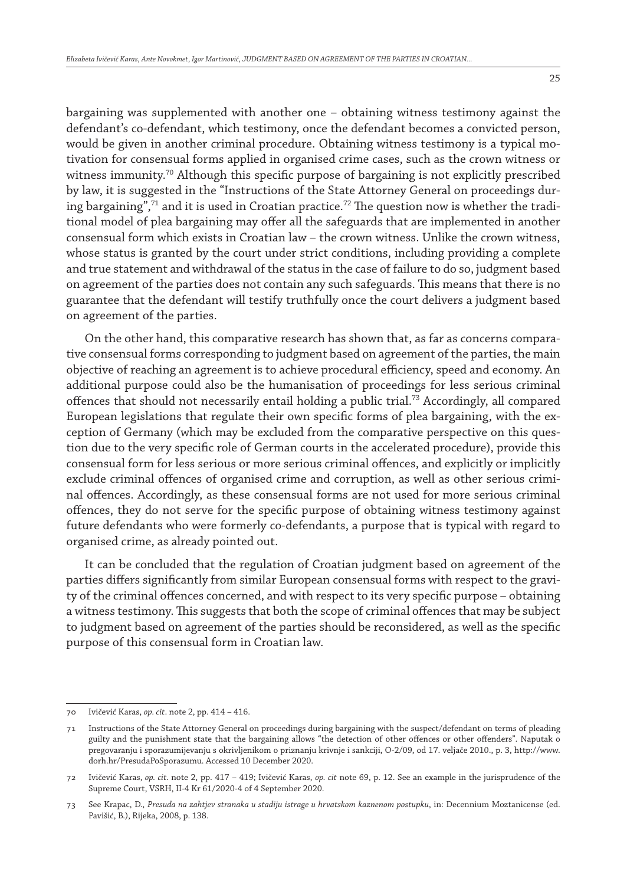bargaining was supplemented with another one – obtaining witness testimony against the defendant's co-defendant, which testimony, once the defendant becomes a convicted person, would be given in another criminal procedure. Obtaining witness testimony is a typical motivation for consensual forms applied in organised crime cases, such as the crown witness or witness immunity.[70] Although this specific purpose of bargaining is not explicitly prescribed by law, it is suggested in the "Instructions of the State Attorney General on proceedings during bargaining",[71] and it is used in Croatian practice.[72] The question now is whether the traditional model of plea bargaining may offer all the safeguards that are implemented in another consensual form which exists in Croatian law – the crown witness. Unlike the crown witness, whose status is granted by the court under strict conditions, including providing a complete and true statement and withdrawal of the status in the case of failure to do so, judgment based on agreement of the parties does not contain any such safeguards. This means that there is no guarantee that the defendant will testify truthfully once the court delivers a judgment based on agreement of the parties.

On the other hand, this comparative research has shown that, as far as concerns comparative consensual forms corresponding to judgment based on agreement of the parties, the main objective of reaching an agreement is to achieve procedural efficiency, speed and economy. An additional purpose could also be the humanisation of proceedings for less serious criminal offences that should not necessarily entail holding a public trial.[73] Accordingly, all compared European legislations that regulate their own specific forms of plea bargaining, with the exception of Germany (which may be excluded from the comparative perspective on this question due to the very specific role of German courts in the accelerated procedure), provide this consensual form for less serious or more serious criminal offences, and explicitly or implicitly exclude criminal offences of organised crime and corruption, as well as other serious criminal offences. Accordingly, as these consensual forms are not used for more serious criminal offences, they do not serve for the specific purpose of obtaining witness testimony against future defendants who were formerly co-defendants, a purpose that is typical with regard to organised crime, as already pointed out.

It can be concluded that the regulation of Croatian judgment based on agreement of the parties differs significantly from similar European consensual forms with respect to the gravity of the criminal offences concerned, and with respect to its very specific purpose – obtaining a witness testimony. This suggests that both the scope of criminal offences that may be subject to judgment based on agreement of the parties should be reconsidered, as well as the specific purpose of this consensual form in Croatian law.

---

70 Ivičević Karas, *op. cit*. note 2, pp. 414 – 416.

71 Instructions of the State Attorney General on proceedings during bargaining with the suspect/defendant on terms of pleading guilty and the punishment state that the bargaining allows "the detection of other offences or other offenders". Naputak o pregovaranju i sporazumijevanju s okrivljenikom o priznanju krivnje i sankciji, O-2/09, od 17. veljače 2010., p. 3, http://www.dorh.hr/PresudaPoSporazumu. Accessed 10 December 2020.

72 Ivičević Karas, *op. cit.* note 2, pp. 417 – 419; Ivičević Karas, *op. cit* note 69, p. 12. See an example in the jurisprudence of the Supreme Court, VSRH, II-4 Kr 61/2020-4 of 4 September 2020.

73 See Krapac, D., *Presuda na zahtjev stranaka u stadiju istrage u hrvatskom kaznenom postupku*, in: Decennium Moztanicense (ed. Pavišić, B.), Rijeka, 2008, p. 138.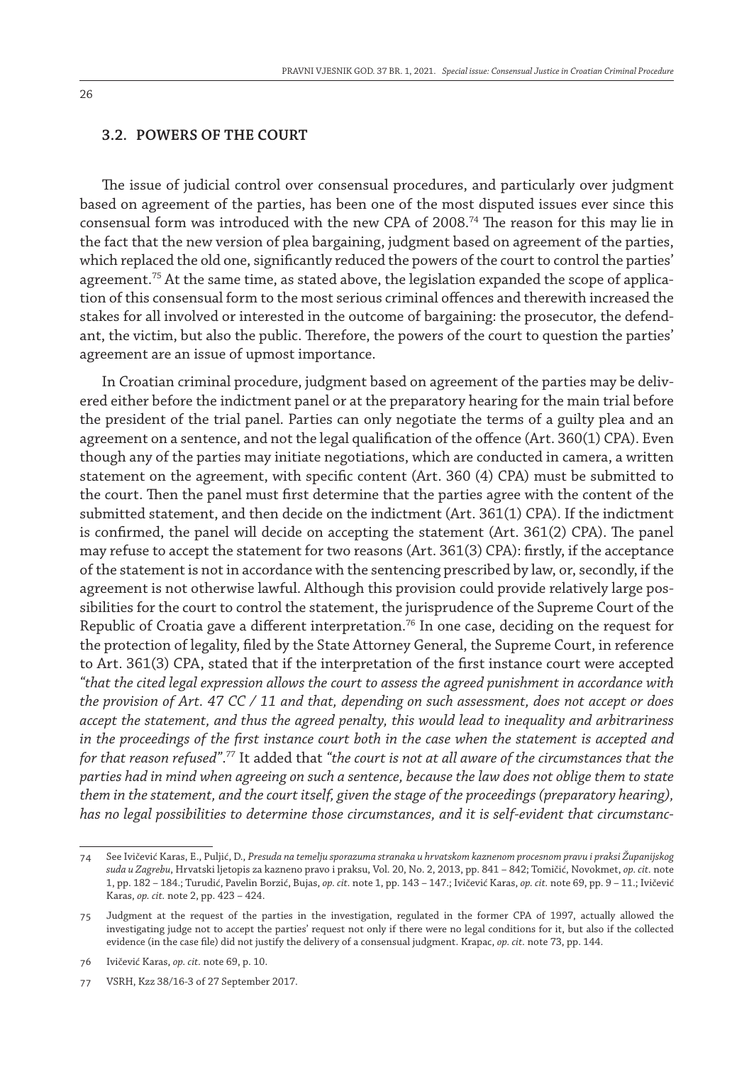### 3.2. POWERS OF THE COURT

The issue of judicial control over consensual procedures, and particularly over judgment based on agreement of the parties, has been one of the most disputed issues ever since this consensual form was introduced with the new CPA of 2008.[74] The reason for this may lie in the fact that the new version of plea bargaining, judgment based on agreement of the parties, which replaced the old one, significantly reduced the powers of the court to control the parties' agreement.[75] At the same time, as stated above, the legislation expanded the scope of application of this consensual form to the most serious criminal offences and therewith increased the stakes for all involved or interested in the outcome of bargaining: the prosecutor, the defendant, the victim, but also the public. Therefore, the powers of the court to question the parties' agreement are an issue of upmost importance.

In Croatian criminal procedure, judgment based on agreement of the parties may be delivered either before the indictment panel or at the preparatory hearing for the main trial before the president of the trial panel. Parties can only negotiate the terms of a guilty plea and an agreement on a sentence, and not the legal qualification of the offence (Art. 360(1) CPA). Even though any of the parties may initiate negotiations, which are conducted in camera, a written statement on the agreement, with specific content (Art. 360 (4) CPA) must be submitted to the court. Then the panel must first determine that the parties agree with the content of the submitted statement, and then decide on the indictment (Art. 361(1) CPA). If the indictment is confirmed, the panel will decide on accepting the statement (Art. 361(2) CPA). The panel may refuse to accept the statement for two reasons (Art. 361(3) CPA): firstly, if the acceptance of the statement is not in accordance with the sentencing prescribed by law, or, secondly, if the agreement is not otherwise lawful. Although this provision could provide relatively large possibilities for the court to control the statement, the jurisprudence of the Supreme Court of the Republic of Croatia gave a different interpretation.[76] In one case, deciding on the request for the protection of legality, filed by the State Attorney General, the Supreme Court, in reference to Art. 361(3) CPA, stated that if the interpretation of the first instance court were accepted *"that the cited legal expression allows the court to assess the agreed punishment in accordance with the provision of Art. 47 CC / 11 and that, depending on such assessment, does not accept or does accept the statement, and thus the agreed penalty, this would lead to inequality and arbitrariness in the proceedings of the first instance court both in the case when the statement is accepted and for that reason refused"*.[77] It added that *"the court is not at all aware of the circumstances that the parties had in mind when agreeing on such a sentence, because the law does not oblige them to state them in the statement, and the court itself, given the stage of the proceedings (preparatory hearing), has no legal possibilities to determine those circumstances, and it is self-evident that circumstanc-*

---

74 See Ivičević Karas, E., Puljić, D., *Presuda na temelju sporazuma stranaka u hrvatskom kaznenom procesnom pravu i praksi Županijskog suda u Zagrebu*, Hrvatski ljetopis za kazneno pravo i praksu, Vol. 20, No. 2, 2013, pp. 841 – 842; Tomičić, Novokmet, *op. cit.* note 1, pp. 182 – 184.; Turudić, Pavelin Borzić, Bujas, *op. cit.* note 1, pp. 143 – 147.; Ivičević Karas, *op. cit.* note 69, pp. 9 – 11.; Ivičević Karas, *op. cit.* note 2, pp. 423 – 424.

75 Judgment at the request of the parties in the investigation, regulated in the former CPA of 1997, actually allowed the investigating judge not to accept the parties' request not only if there were no legal conditions for it, but also if the collected evidence (in the case file) did not justify the delivery of a consensual judgment. Krapac, *op. cit.* note 73, pp. 144.

76 Ivičević Karas, *op. cit.* note 69, p. 10.

77 VSRH, Kzz 38/16-3 of 27 September 2017.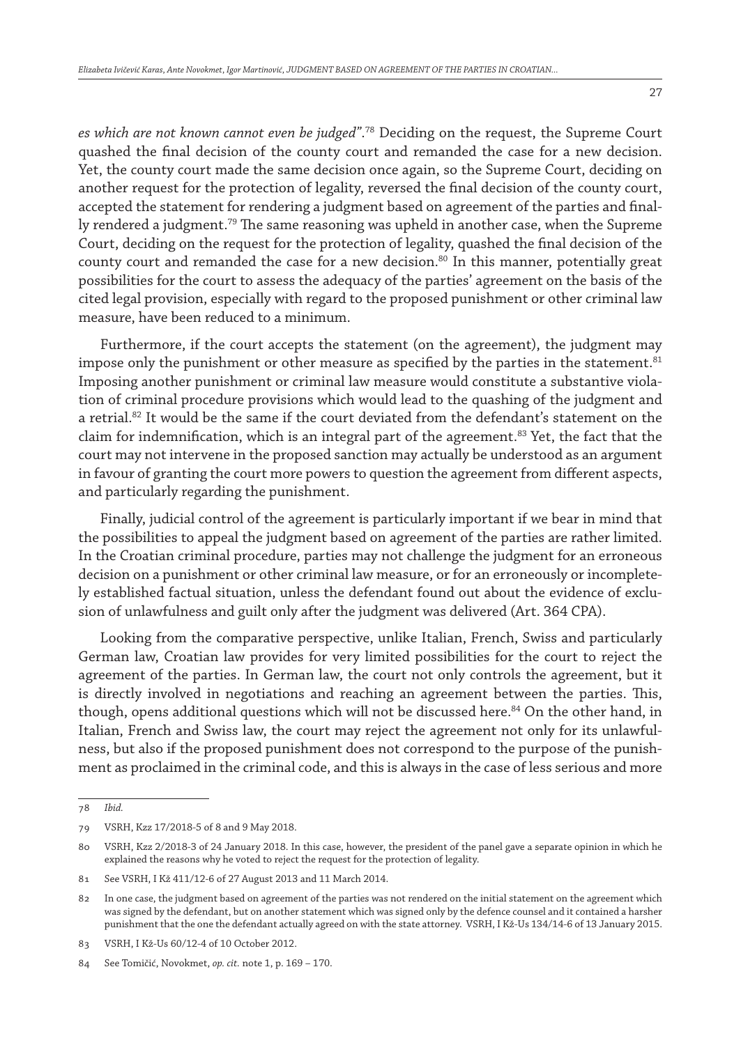*es which are not known cannot even be judged"*.[78] Deciding on the request, the Supreme Court quashed the final decision of the county court and remanded the case for a new decision. Yet, the county court made the same decision once again, so the Supreme Court, deciding on another request for the protection of legality, reversed the final decision of the county court, accepted the statement for rendering a judgment based on agreement of the parties and finally rendered a judgment.[79] The same reasoning was upheld in another case, when the Supreme Court, deciding on the request for the protection of legality, quashed the final decision of the county court and remanded the case for a new decision.[80] In this manner, potentially great possibilities for the court to assess the adequacy of the parties' agreement on the basis of the cited legal provision, especially with regard to the proposed punishment or other criminal law measure, have been reduced to a minimum.

Furthermore, if the court accepts the statement (on the agreement), the judgment may impose only the punishment or other measure as specified by the parties in the statement.[81] Imposing another punishment or criminal law measure would constitute a substantive violation of criminal procedure provisions which would lead to the quashing of the judgment and a retrial.[82] It would be the same if the court deviated from the defendant's statement on the claim for indemnification, which is an integral part of the agreement.[83] Yet, the fact that the court may not intervene in the proposed sanction may actually be understood as an argument in favour of granting the court more powers to question the agreement from different aspects, and particularly regarding the punishment.

Finally, judicial control of the agreement is particularly important if we bear in mind that the possibilities to appeal the judgment based on agreement of the parties are rather limited. In the Croatian criminal procedure, parties may not challenge the judgment for an erroneous decision on a punishment or other criminal law measure, or for an erroneously or incompletely established factual situation, unless the defendant found out about the evidence of exclusion of unlawfulness and guilt only after the judgment was delivered (Art. 364 CPA).

Looking from the comparative perspective, unlike Italian, French, Swiss and particularly German law, Croatian law provides for very limited possibilities for the court to reject the agreement of the parties. In German law, the court not only controls the agreement, but it is directly involved in negotiations and reaching an agreement between the parties. This, though, opens additional questions which will not be discussed here.[84] On the other hand, in Italian, French and Swiss law, the court may reject the agreement not only for its unlawfulness, but also if the proposed punishment does not correspond to the purpose of the punishment as proclaimed in the criminal code, and this is always in the case of less serious and more

---

78 *Ibid.*

79 VSRH, Kzz 17/2018-5 of 8 and 9 May 2018.

80 VSRH, Kzz 2/2018-3 of 24 January 2018. In this case, however, the president of the panel gave a separate opinion in which he explained the reasons why he voted to reject the request for the protection of legality.

81 See VSRH, I Kž 411/12-6 of 27 August 2013 and 11 March 2014.

82 In one case, the judgment based on agreement of the parties was not rendered on the initial statement on the agreement which was signed by the defendant, but on another statement which was signed only by the defence counsel and it contained a harsher punishment that the one the defendant actually agreed on with the state attorney. VSRH, I Kž-Us 134/14-6 of 13 January 2015.

83 VSRH, I Kž-Us 60/12-4 of 10 October 2012.

84 See Tomičić, Novokmet, *op. cit.* note 1, p. 169 – 170.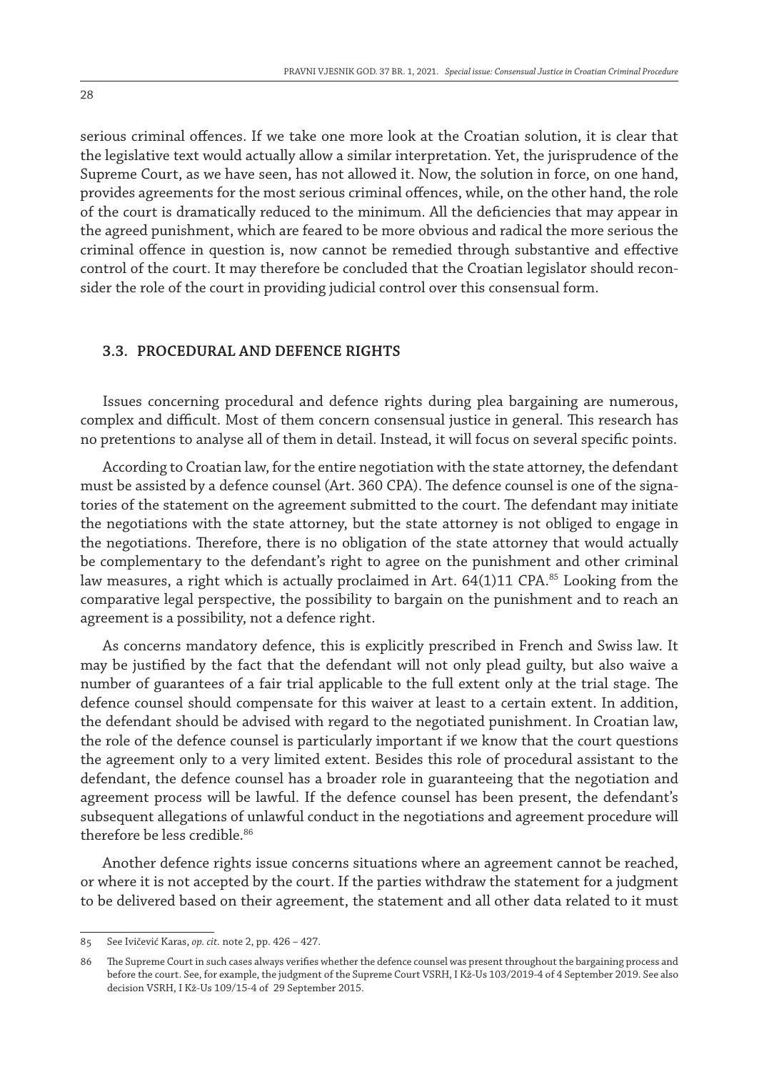serious criminal offences. If we take one more look at the Croatian solution, it is clear that the legislative text would actually allow a similar interpretation. Yet, the jurisprudence of the Supreme Court, as we have seen, has not allowed it. Now, the solution in force, on one hand, provides agreements for the most serious criminal offences, while, on the other hand, the role of the court is dramatically reduced to the minimum. All the deficiencies that may appear in the agreed punishment, which are feared to be more obvious and radical the more serious the criminal offence in question is, now cannot be remedied through substantive and effective control of the court. It may therefore be concluded that the Croatian legislator should reconsider the role of the court in providing judicial control over this consensual form.

### 3.3. PROCEDURAL AND DEFENCE RIGHTS

Issues concerning procedural and defence rights during plea bargaining are numerous, complex and difficult. Most of them concern consensual justice in general. This research has no pretentions to analyse all of them in detail. Instead, it will focus on several specific points.

According to Croatian law, for the entire negotiation with the state attorney, the defendant must be assisted by a defence counsel (Art. 360 CPA). The defence counsel is one of the signatories of the statement on the agreement submitted to the court. The defendant may initiate the negotiations with the state attorney, but the state attorney is not obliged to engage in the negotiations. Therefore, there is no obligation of the state attorney that would actually be complementary to the defendant's right to agree on the punishment and other criminal law measures, a right which is actually proclaimed in Art. 64(1)11 CPA.[85] Looking from the comparative legal perspective, the possibility to bargain on the punishment and to reach an agreement is a possibility, not a defence right.

As concerns mandatory defence, this is explicitly prescribed in French and Swiss law. It may be justified by the fact that the defendant will not only plead guilty, but also waive a number of guarantees of a fair trial applicable to the full extent only at the trial stage. The defence counsel should compensate for this waiver at least to a certain extent. In addition, the defendant should be advised with regard to the negotiated punishment. In Croatian law, the role of the defence counsel is particularly important if we know that the court questions the agreement only to a very limited extent. Besides this role of procedural assistant to the defendant, the defence counsel has a broader role in guaranteeing that the negotiation and agreement process will be lawful. If the defence counsel has been present, the defendant's subsequent allegations of unlawful conduct in the negotiations and agreement procedure will therefore be less credible.[86]

Another defence rights issue concerns situations where an agreement cannot be reached, or where it is not accepted by the court. If the parties withdraw the statement for a judgment to be delivered based on their agreement, the statement and all other data related to it must

---

85 See Ivičević Karas, *op. cit.* note 2, pp. 426 – 427.

86 The Supreme Court in such cases always verifies whether the defence counsel was present throughout the bargaining process and before the court. See, for example, the judgment of the Supreme Court VSRH, I Kž-Us 103/2019-4 of 4 September 2019. See also decision VSRH, I Kž-Us 109/15-4 of 29 September 2015.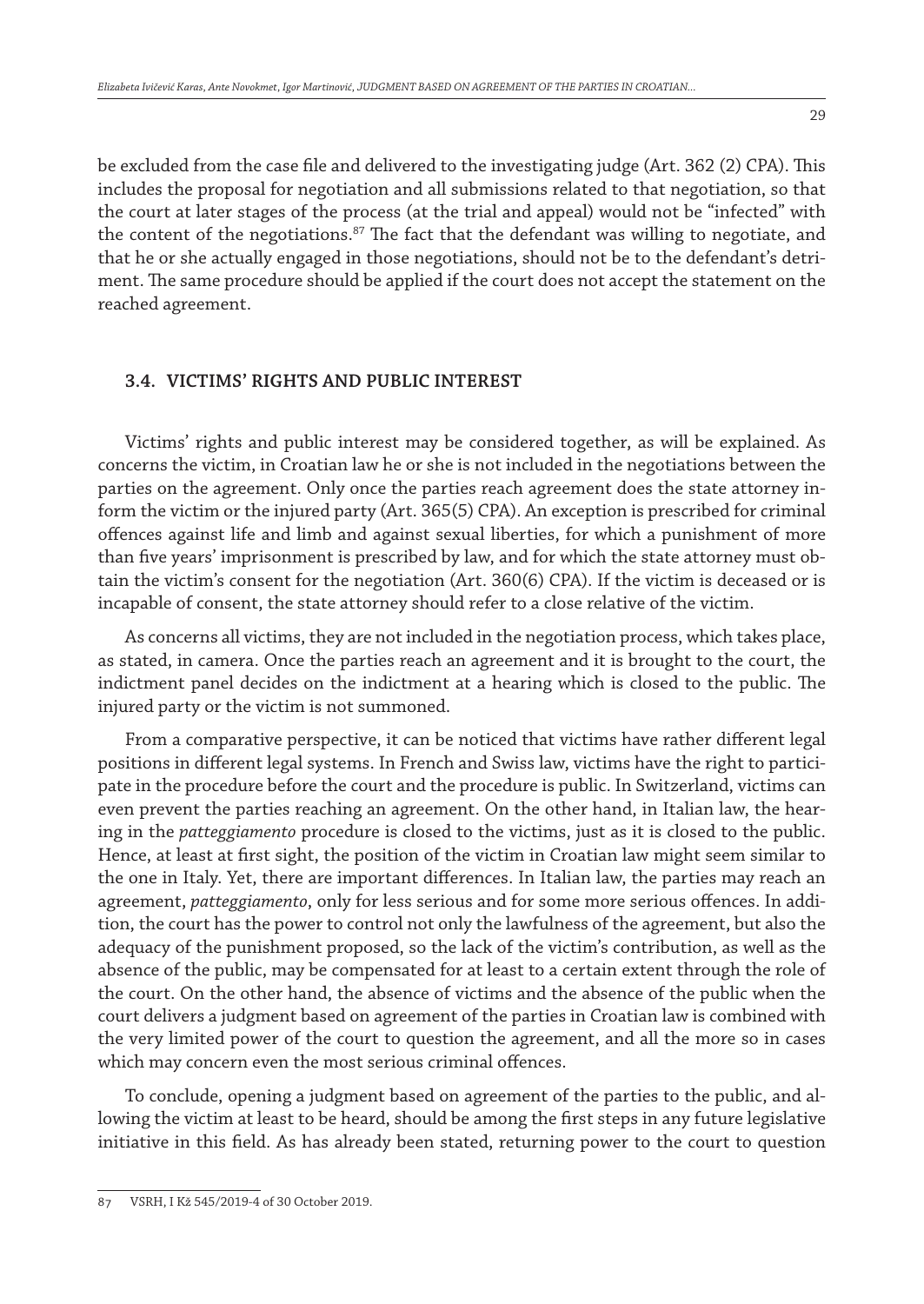be excluded from the case file and delivered to the investigating judge (Art. 362 (2) CPA). This includes the proposal for negotiation and all submissions related to that negotiation, so that the court at later stages of the process (at the trial and appeal) would not be "infected" with the content of the negotiations.[87] The fact that the defendant was willing to negotiate, and that he or she actually engaged in those negotiations, should not be to the defendant's detriment. The same procedure should be applied if the court does not accept the statement on the reached agreement.

### 3.4. VICTIMS' RIGHTS AND PUBLIC INTEREST

Victims' rights and public interest may be considered together, as will be explained. As concerns the victim, in Croatian law he or she is not included in the negotiations between the parties on the agreement. Only once the parties reach agreement does the state attorney inform the victim or the injured party (Art. 365(5) CPA). An exception is prescribed for criminal offences against life and limb and against sexual liberties, for which a punishment of more than five years' imprisonment is prescribed by law, and for which the state attorney must obtain the victim's consent for the negotiation (Art. 360(6) CPA). If the victim is deceased or is incapable of consent, the state attorney should refer to a close relative of the victim.

As concerns all victims, they are not included in the negotiation process, which takes place, as stated, in camera. Once the parties reach an agreement and it is brought to the court, the indictment panel decides on the indictment at a hearing which is closed to the public. The injured party or the victim is not summoned.

From a comparative perspective, it can be noticed that victims have rather different legal positions in different legal systems. In French and Swiss law, victims have the right to participate in the procedure before the court and the procedure is public. In Switzerland, victims can even prevent the parties reaching an agreement. On the other hand, in Italian law, the hearing in the *patteggiamento* procedure is closed to the victims, just as it is closed to the public. Hence, at least at first sight, the position of the victim in Croatian law might seem similar to the one in Italy. Yet, there are important differences. In Italian law, the parties may reach an agreement, *patteggiamento*, only for less serious and for some more serious offences. In addition, the court has the power to control not only the lawfulness of the agreement, but also the adequacy of the punishment proposed, so the lack of the victim's contribution, as well as the absence of the public, may be compensated for at least to a certain extent through the role of the court. On the other hand, the absence of victims and the absence of the public when the court delivers a judgment based on agreement of the parties in Croatian law is combined with the very limited power of the court to question the agreement, and all the more so in cases which may concern even the most serious criminal offences.

To conclude, opening a judgment based on agreement of the parties to the public, and allowing the victim at least to be heard, should be among the first steps in any future legislative initiative in this field. As has already been stated, returning power to the court to question

---

[87] VSRH, I Kž 545/2019-4 of 30 October 2019.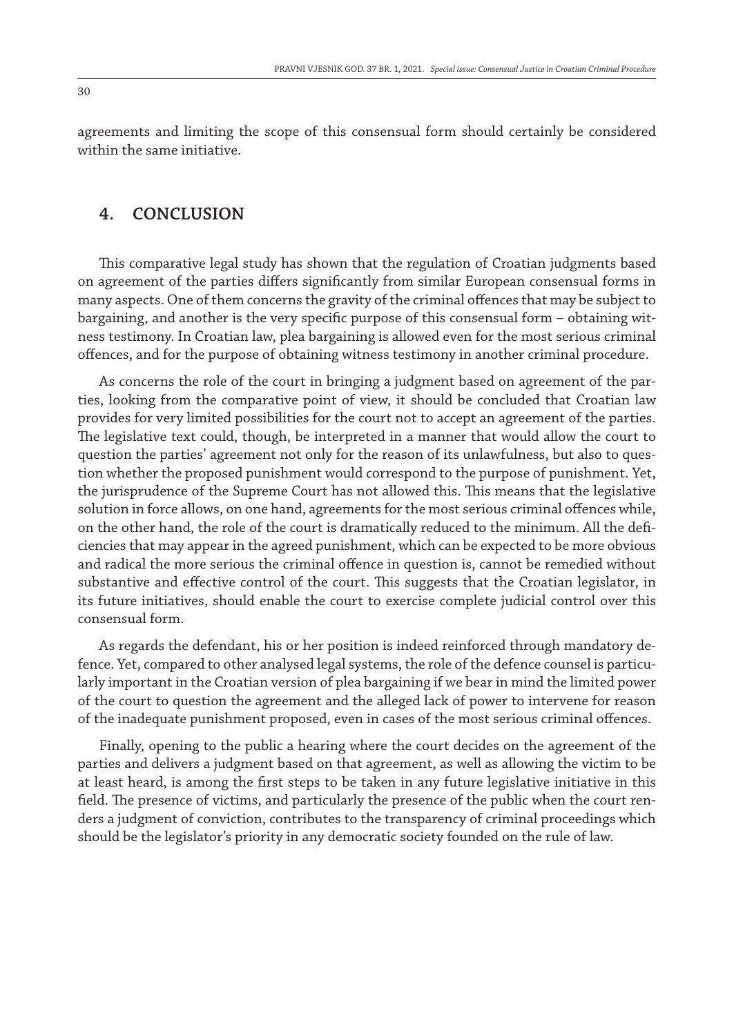agreements and limiting the scope of this consensual form should certainly be considered within the same initiative.

## 4. CONCLUSION

This comparative legal study has shown that the regulation of Croatian judgments based on agreement of the parties differs significantly from similar European consensual forms in many aspects. One of them concerns the gravity of the criminal offences that may be subject to bargaining, and another is the very specific purpose of this consensual form – obtaining witness testimony. In Croatian law, plea bargaining is allowed even for the most serious criminal offences, and for the purpose of obtaining witness testimony in another criminal procedure.

As concerns the role of the court in bringing a judgment based on agreement of the parties, looking from the comparative point of view, it should be concluded that Croatian law provides for very limited possibilities for the court not to accept an agreement of the parties. The legislative text could, though, be interpreted in a manner that would allow the court to question the parties' agreement not only for the reason of its unlawfulness, but also to question whether the proposed punishment would correspond to the purpose of punishment. Yet, the jurisprudence of the Supreme Court has not allowed this. This means that the legislative solution in force allows, on one hand, agreements for the most serious criminal offences while, on the other hand, the role of the court is dramatically reduced to the minimum. All the deficiencies that may appear in the agreed punishment, which can be expected to be more obvious and radical the more serious the criminal offence in question is, cannot be remedied without substantive and effective control of the court. This suggests that the Croatian legislator, in its future initiatives, should enable the court to exercise complete judicial control over this consensual form.

As regards the defendant, his or her position is indeed reinforced through mandatory defence. Yet, compared to other analysed legal systems, the role of the defence counsel is particularly important in the Croatian version of plea bargaining if we bear in mind the limited power of the court to question the agreement and the alleged lack of power to intervene for reason of the inadequate punishment proposed, even in cases of the most serious criminal offences.

Finally, opening to the public a hearing where the court decides on the agreement of the parties and delivers a judgment based on that agreement, as well as allowing the victim to be at least heard, is among the first steps to be taken in any future legislative initiative in this field. The presence of victims, and particularly the presence of the public when the court renders a judgment of conviction, contributes to the transparency of criminal proceedings which should be the legislator's priority in any democratic society founded on the rule of law.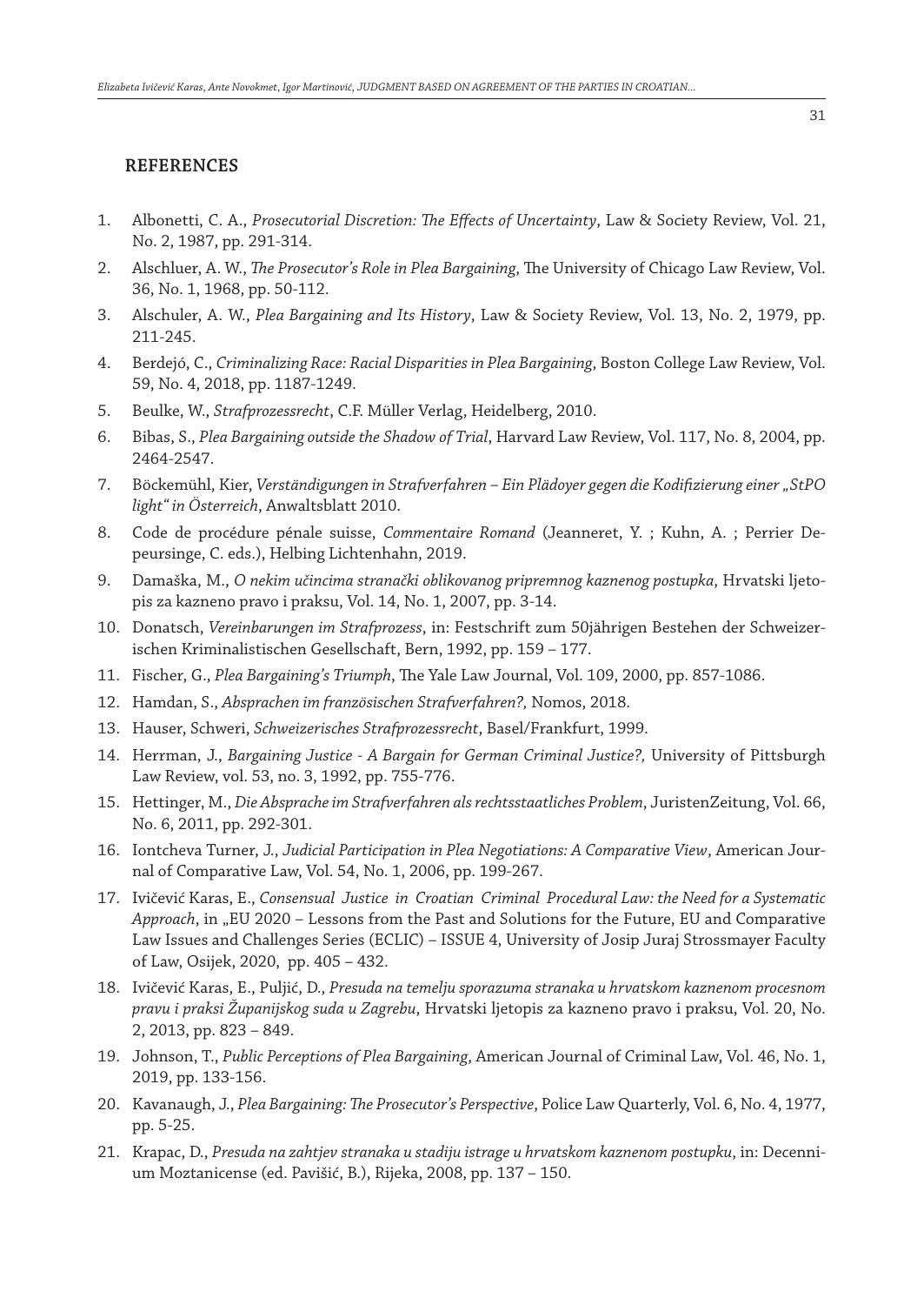## REFERENCES

1. Albonetti, C. A., *Prosecutorial Discretion: The Effects of Uncertainty*, Law & Society Review, Vol. 21, No. 2, 1987, pp. 291-314.
2. Alschluer, A. W., *The Prosecutor's Role in Plea Bargaining*, The University of Chicago Law Review, Vol. 36, No. 1, 1968, pp. 50-112.
3. Alschuler, A. W., *Plea Bargaining and Its History*, Law & Society Review, Vol. 13, No. 2, 1979, pp. 211-245.
4. Berdejó, C., *Criminalizing Race: Racial Disparities in Plea Bargaining*, Boston College Law Review, Vol. 59, No. 4, 2018, pp. 1187-1249.
5. Beulke, W., *Strafprozessrecht*, C.F. Müller Verlag, Heidelberg, 2010.
6. Bibas, S., *Plea Bargaining outside the Shadow of Trial*, Harvard Law Review, Vol. 117, No. 8, 2004, pp. 2464-2547.
7. Böckemühl, Kier, *Verständigungen in Strafverfahren – Ein Plädoyer gegen die Kodifizierung einer „StPO light" in Österreich*, Anwaltsblatt 2010.
8. Code de procédure pénale suisse, *Commentaire Romand* (Jeanneret, Y. ; Kuhn, A. ; Perrier Depeursinge, C. eds.), Helbing Lichtenhahn, 2019.
9. Damaška, M., *O nekim učincima stranački oblikovanog pripremnog kaznenog postupka*, Hrvatski ljetopis za kazneno pravo i praksu, Vol. 14, No. 1, 2007, pp. 3-14.
10. Donatsch, *Vereinbarungen im Strafprozess*, in: Festschrift zum 50jährigen Bestehen der Schweizerischen Kriminalistischen Gesellschaft, Bern, 1992, pp. 159 – 177.
11. Fischer, G., *Plea Bargaining's Triumph*, The Yale Law Journal, Vol. 109, 2000, pp. 857-1086.
12. Hamdan, S., *Absprachen im französischen Strafverfahren?,* Nomos, 2018.
13. Hauser, Schweri, *Schweizerisches Strafprozessrecht*, Basel/Frankfurt, 1999.
14. Herrman, J., *Bargaining Justice - A Bargain for German Criminal Justice?,* University of Pittsburgh Law Review, vol. 53, no. 3, 1992, pp. 755-776.
15. Hettinger, M., *Die Absprache im Strafverfahren als rechtsstaatliches Problem*, JuristenZeitung, Vol. 66, No. 6, 2011, pp. 292-301.
16. Iontcheva Turner, J., *Judicial Participation in Plea Negotiations: A Comparative View*, American Journal of Comparative Law, Vol. 54, No. 1, 2006, pp. 199-267.
17. Ivičević Karas, E., *Consensual Justice in Croatian Criminal Procedural Law: the Need for a Systematic Approach*, in „EU 2020 – Lessons from the Past and Solutions for the Future, EU and Comparative Law Issues and Challenges Series (ECLIC) – ISSUE 4, University of Josip Juraj Strossmayer Faculty of Law, Osijek, 2020, pp. 405 – 432.
18. Ivičević Karas, E., Puljić, D., *Presuda na temelju sporazuma stranaka u hrvatskom kaznenom procesnom pravu i praksi Županijskog suda u Zagrebu*, Hrvatski ljetopis za kazneno pravo i praksu, Vol. 20, No. 2, 2013, pp. 823 – 849.
19. Johnson, T., *Public Perceptions of Plea Bargaining*, American Journal of Criminal Law, Vol. 46, No. 1, 2019, pp. 133-156.
20. Kavanaugh, J., *Plea Bargaining: The Prosecutor's Perspective*, Police Law Quarterly, Vol. 6, No. 4, 1977, pp. 5-25.
21. Krapac, D., *Presuda na zahtjev stranaka u stadiju istrage u hrvatskom kaznenom postupku*, in: Decennium Moztanicense (ed. Pavišić, B.), Rijeka, 2008, pp. 137 – 150.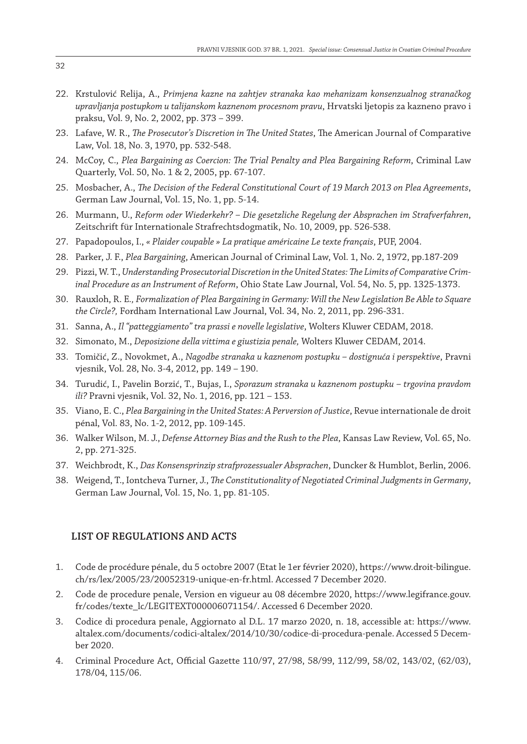22. Krstulović Relija, A., *Primjena kazne na zahtjev stranaka kao mehanizam konsenzualnog stranačkog upravljanja postupkom u talijanskom kaznenom procesnom pravu*, Hrvatski ljetopis za kazneno pravo i praksu, Vol. 9, No. 2, 2002, pp. 373 – 399.
23. Lafave, W. R., *The Prosecutor's Discretion in The United States*, The American Journal of Comparative Law, Vol. 18, No. 3, 1970, pp. 532-548.
24. McCoy, C., *Plea Bargaining as Coercion: The Trial Penalty and Plea Bargaining Reform*, Criminal Law Quarterly, Vol. 50, No. 1 & 2, 2005, pp. 67-107.
25. Mosbacher, A., *The Decision of the Federal Constitutional Court of 19 March 2013 on Plea Agreements*, German Law Journal, Vol. 15, No. 1, pp. 5-14.
26. Murmann, U., *Reform oder Wiederkehr? – Die gesetzliche Regelung der Absprachen im Strafverfahren*, Zeitschrift für Internationale Strafrechtsdogmatik, No. 10, 2009, pp. 526-538.
27. Papadopoulos, I., *« Plaider coupable » La pratique américaine Le texte français*, PUF, 2004.
28. Parker, J. F., *Plea Bargaining*, American Journal of Criminal Law, Vol. 1, No. 2, 1972, pp.187-209
29. Pizzi, W. T., *Understanding Prosecutorial Discretion in the United States: The Limits of Comparative Criminal Procedure as an Instrument of Reform*, Ohio State Law Journal, Vol. 54, No. 5, pp. 1325-1373.
30. Rauxloh, R. E*., Formalization of Plea Bargaining in Germany: Will the New Legislation Be Able to Square the Circle?,* Fordham International Law Journal, Vol. 34, No. 2, 2011, pp. 296-331.
31. Sanna, A., *Il "patteggiamento" tra prassi e novelle legislative*, Wolters Kluwer CEDAM, 2018.
32. Simonato, M., *Deposizione della vittima e giustizia penale,* Wolters Kluwer CEDAM, 2014.
33. Tomičić, Z., Novokmet, A., *Nagodbe stranaka u kaznenom postupku – dostignuća i perspektive*, Pravni vjesnik, Vol. 28, No. 3-4, 2012, pp. 149 – 190.
34. Turudić, I., Pavelin Borzić, T., Bujas, I., *Sporazum stranaka u kaznenom postupku – trgovina pravdom ili?* Pravni vjesnik, Vol. 32, No. 1, 2016, pp. 121 – 153.
35. Viano, E. C., *Plea Bargaining in the United States: A Perversion of Justice*, Revue internationale de droit pénal, Vol. 83, No. 1-2, 2012, pp. 109-145.
36. Walker Wilson, M. J., *Defense Attorney Bias and the Rush to the Plea*, Kansas Law Review, Vol. 65, No. 2, pp. 271-325.
37. Weichbrodt, K., *Das Konsensprinzip strafprozessualer Absprachen*, Duncker & Humblot, Berlin, 2006.
38. Weigend, T., Iontcheva Turner, J., *The Constitutionality of Negotiated Criminal Judgments in Germany*, German Law Journal, Vol. 15, No. 1, pp. 81-105.

## LIST OF REGULATIONS AND ACTS

1. Code de procédure pénale, du 5 octobre 2007 (Etat le 1er février 2020), https://www.droit-bilingue.ch/rs/lex/2005/23/20052319-unique-en-fr.html. Accessed 7 December 2020.
2. Code de procedure penale, Version en vigueur au 08 décembre 2020, https://www.legifrance.gouv.fr/codes/texte_lc/LEGITEXT000006071154/. Accessed 6 December 2020.
3. Codice di procedura penale, Aggiornato al D.L. 17 marzo 2020, n. 18, accessible at: https://www.altalex.com/documents/codici-altalex/2014/10/30/codice-di-procedura-penale. Accessed 5 December 2020.
4. Criminal Procedure Act, Official Gazette 110/97, 27/98, 58/99, 112/99, 58/02, 143/02, (62/03), 178/04, 115/06.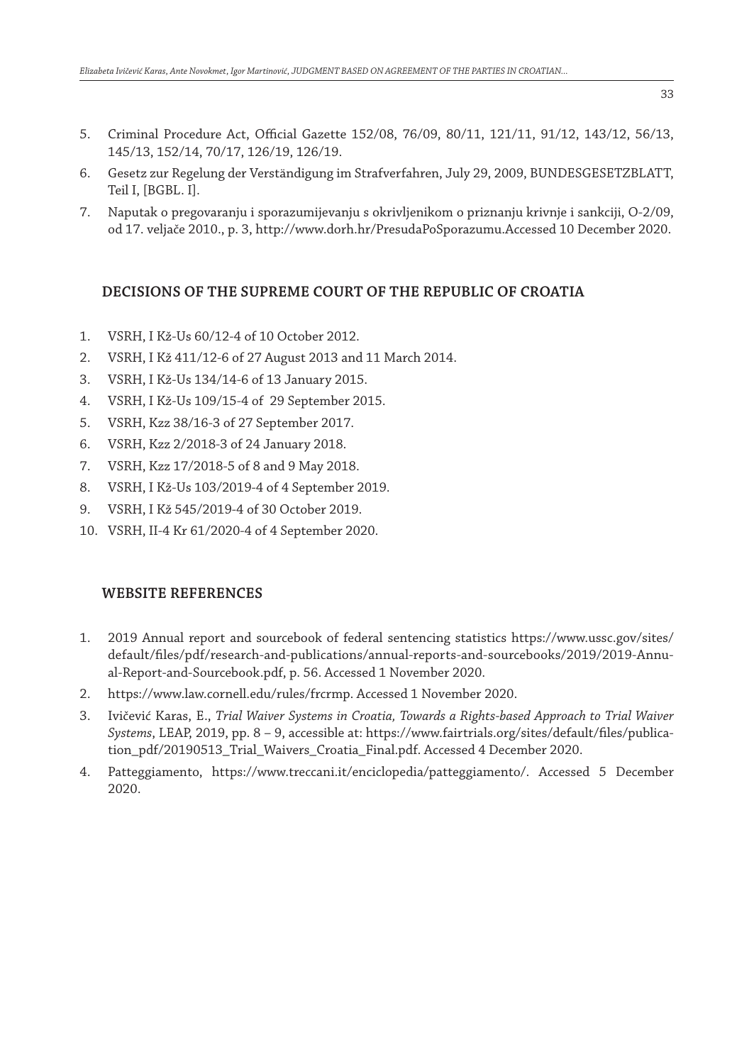5. Criminal Procedure Act, Official Gazette 152/08, 76/09, 80/11, 121/11, 91/12, 143/12, 56/13, 145/13, 152/14, 70/17, 126/19, 126/19.
6. Gesetz zur Regelung der Verständigung im Strafverfahren, July 29, 2009, BUNDESGESETZBLATT, Teil I, [BGBL. I].
7. Naputak o pregovaranju i sporazumijevanju s okrivljenikom o priznanju krivnje i sankciji, O-2/09, od 17. veljače 2010., p. 3, http://www.dorh.hr/PresudaPoSporazumu.Accessed 10 December 2020.

## DECISIONS OF THE SUPREME COURT OF THE REPUBLIC OF CROATIA

1. VSRH, I Kž-Us 60/12-4 of 10 October 2012.
2. VSRH, I Kž 411/12-6 of 27 August 2013 and 11 March 2014.
3. VSRH, I Kž-Us 134/14-6 of 13 January 2015.
4. VSRH, I Kž-Us 109/15-4 of 29 September 2015.
5. VSRH, Kzz 38/16-3 of 27 September 2017.
6. VSRH, Kzz 2/2018-3 of 24 January 2018.
7. VSRH, Kzz 17/2018-5 of 8 and 9 May 2018.
8. VSRH, I Kž-Us 103/2019-4 of 4 September 2019.
9. VSRH, I Kž 545/2019-4 of 30 October 2019.
10. VSRH, II-4 Kr 61/2020-4 of 4 September 2020.

## WEBSITE REFERENCES

1. 2019 Annual report and sourcebook of federal sentencing statistics https://www.ussc.gov/sites/default/files/pdf/research-and-publications/annual-reports-and-sourcebooks/2019/2019-Annual-Report-and-Sourcebook.pdf, p. 56. Accessed 1 November 2020.
2. https://www.law.cornell.edu/rules/frcrmp. Accessed 1 November 2020.
3. Ivičević Karas, E., *Trial Waiver Systems in Croatia, Towards a Rights-based Approach to Trial Waiver Systems*, LEAP, 2019, pp. 8 – 9, accessible at: https://www.fairtrials.org/sites/default/files/publication_pdf/20190513_Trial_Waivers_Croatia_Final.pdf. Accessed 4 December 2020.
4. Patteggiamento, https://www.treccani.it/enciclopedia/patteggiamento/. Accessed 5 December 2020.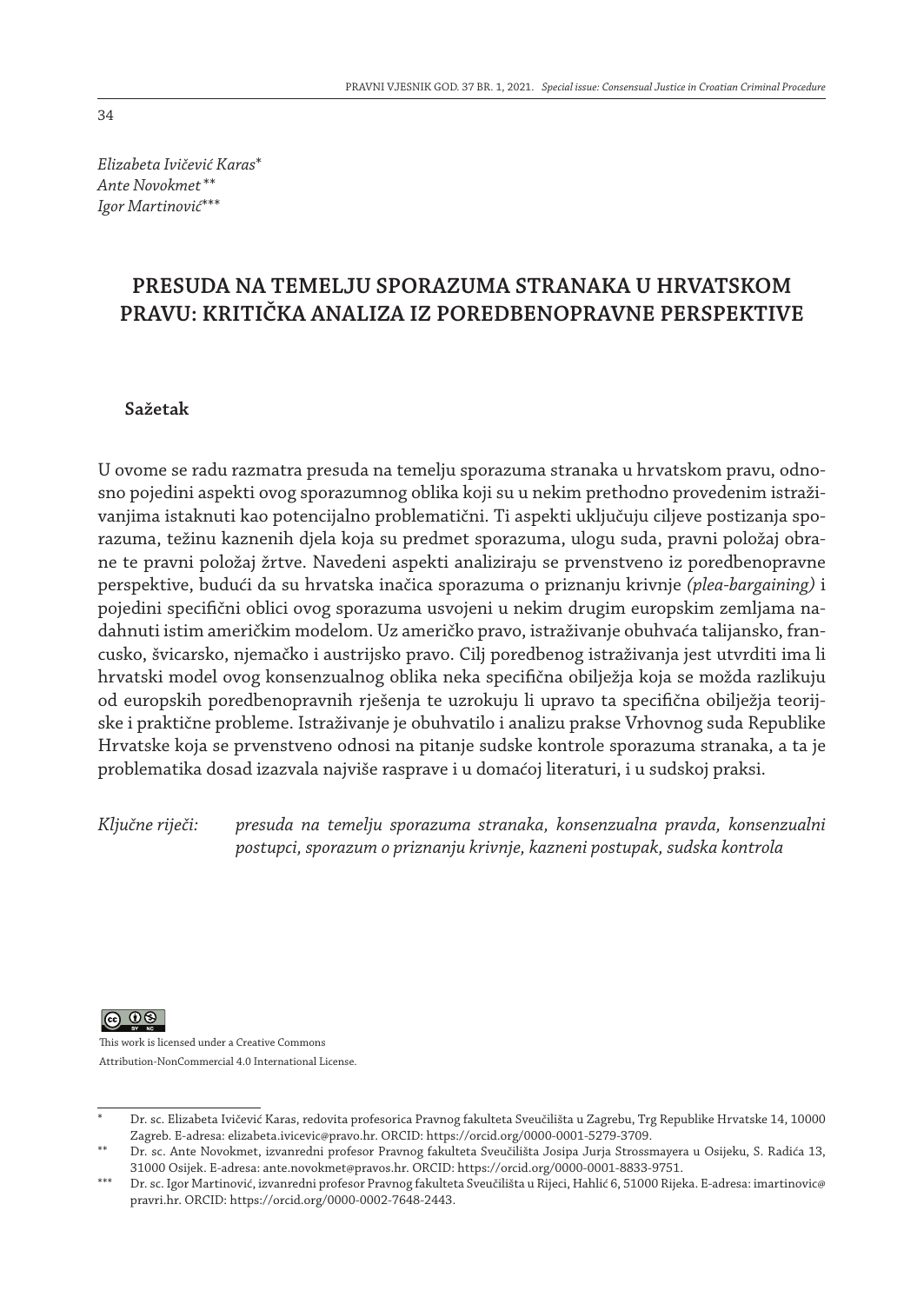*Elizabeta Ivičević Karas**
*Ante Novokmet***
*Igor Martinović****

# PRESUDA NA TEMELJU SPORAZUMA STRANAKA U HRVATSKOM PRAVU: KRITIČKA ANALIZA IZ POREDBENOPRAVNE PERSPEKTIVE

## Sažetak

U ovome se radu razmatra presuda na temelju sporazuma stranaka u hrvatskom pravu, odnosno pojedini aspekti ovog sporazumnog oblika koji su u nekim prethodno provedenim istraživanjima istaknuti kao potencijalno problematični. Ti aspekti uključuju ciljeve postizanja sporazuma, težinu kaznenih djela koja su predmet sporazuma, ulogu suda, pravni položaj obrane te pravni položaj žrtve. Navedeni aspekti analiziraju se prvenstveno iz poredbenopravne perspektive, budući da su hrvatska inačica sporazuma o priznanju krivnje *(plea-bargaining)* i pojedini specifični oblici ovog sporazuma usvojeni u nekim drugim europskim zemljama nadahnuti istim američkim modelom. Uz američko pravo, istraživanje obuhvaća talijansko, francusko, švicarsko, njemačko i austrijsko pravo. Cilj poredbenog istraživanja jest utvrditi ima li hrvatski model ovog konsenzualnog oblika neka specifična obilježja koja se možda razlikuju od europskih poredbenopravnih rješenja te uzrokuju li upravo ta specifična obilježja teorijske i praktične probleme. Istraživanje je obuhvatilo i analizu prakse Vrhovnog suda Republike Hrvatske koja se prvenstveno odnosi na pitanje sudske kontrole sporazuma stranaka, a ta je problematika dosad izazvala najviše rasprave i u domaćoj literaturi, i u sudskoj praksi.

*Ključne riječi:* *presuda na temelju sporazuma stranaka, konsenzualna pravda, konsenzualni postupci, sporazum o priznanju krivnje, kazneni postupak, sudska kontrola*

This work is licensed under a Creative Commons Attribution-NonCommercial 4.0 International License.

---

\* Dr. sc. Elizabeta Ivičević Karas, redovita profesorica Pravnog fakulteta Sveučilišta u Zagrebu, Trg Republike Hrvatske 14, 10000 Zagreb. E-adresa: elizabeta.ivicevic@pravo.hr. ORCID: https://orcid.org/0000-0001-5279-3709.

\*\* Dr. sc. Ante Novokmet, izvanredni profesor Pravnog fakulteta Sveučilišta Josipa Jurja Strossmayera u Osijeku, S. Radića 13, 31000 Osijek. E-adresa: ante.novokmet@pravos.hr. ORCID: https://orcid.org/0000-0001-8833-9751.

\*\*\* Dr. sc. Igor Martinović, izvanredni profesor Pravnog fakulteta Sveučilišta u Rijeci, Hahlić 6, 51000 Rijeka. E-adresa: imartinovic@pravri.hr. ORCID: https://orcid.org/0000-0002-7648-2443.